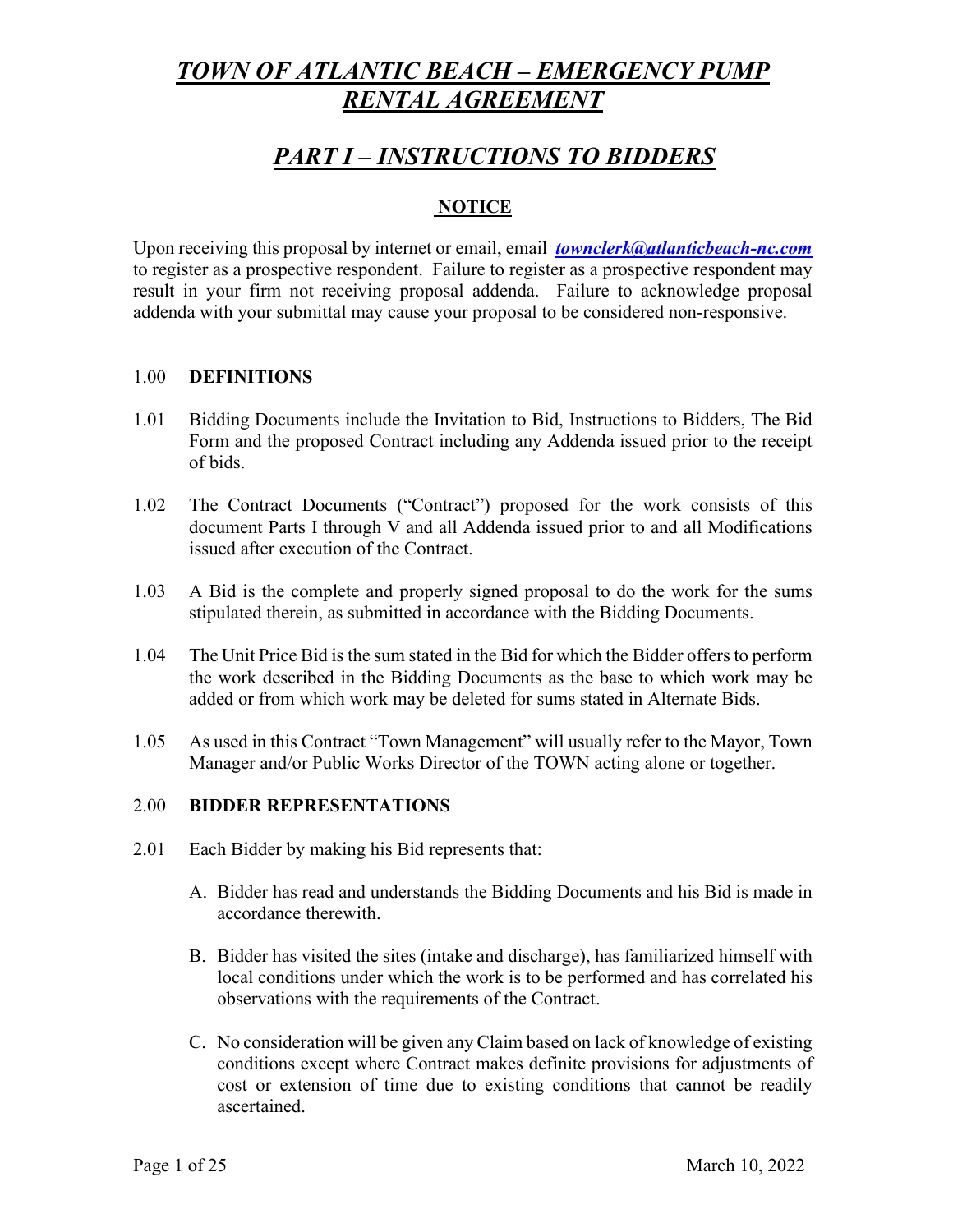# *TOWN OF ATLANTIC BEACH – EMERGENCY PUMP RENTAL AGREEMENT*

## *PART I – INSTRUCTIONS TO BIDDERS*

### NOTICE

Upon receiving this proposal by internet or email, email ***townclerk@atlanticbeach-nc.com*** to register as a prospective respondent. Failure to register as a prospective respondent may result in your firm not receiving proposal addenda. Failure to acknowledge proposal addenda with your submittal may cause your proposal to be considered non-responsive.

1.00 **DEFINITIONS**

1.01 Bidding Documents include the Invitation to Bid, Instructions to Bidders, The Bid Form and the proposed Contract including any Addenda issued prior to the receipt of bids.

1.02 The Contract Documents ("Contract") proposed for the work consists of this document Parts I through V and all Addenda issued prior to and all Modifications issued after execution of the Contract.

1.03 A Bid is the complete and properly signed proposal to do the work for the sums stipulated therein, as submitted in accordance with the Bidding Documents.

1.04 The Unit Price Bid is the sum stated in the Bid for which the Bidder offers to perform the work described in the Bidding Documents as the base to which work may be added or from which work may be deleted for sums stated in Alternate Bids.

1.05 As used in this Contract "Town Management" will usually refer to the Mayor, Town Manager and/or Public Works Director of the TOWN acting alone or together.

2.00 **BIDDER REPRESENTATIONS**

2.01 Each Bidder by making his Bid represents that:

A. Bidder has read and understands the Bidding Documents and his Bid is made in accordance therewith.

B. Bidder has visited the sites (intake and discharge), has familiarized himself with local conditions under which the work is to be performed and has correlated his observations with the requirements of the Contract.

C. No consideration will be given any Claim based on lack of knowledge of existing conditions except where Contract makes definite provisions for adjustments of cost or extension of time due to existing conditions that cannot be readily ascertained.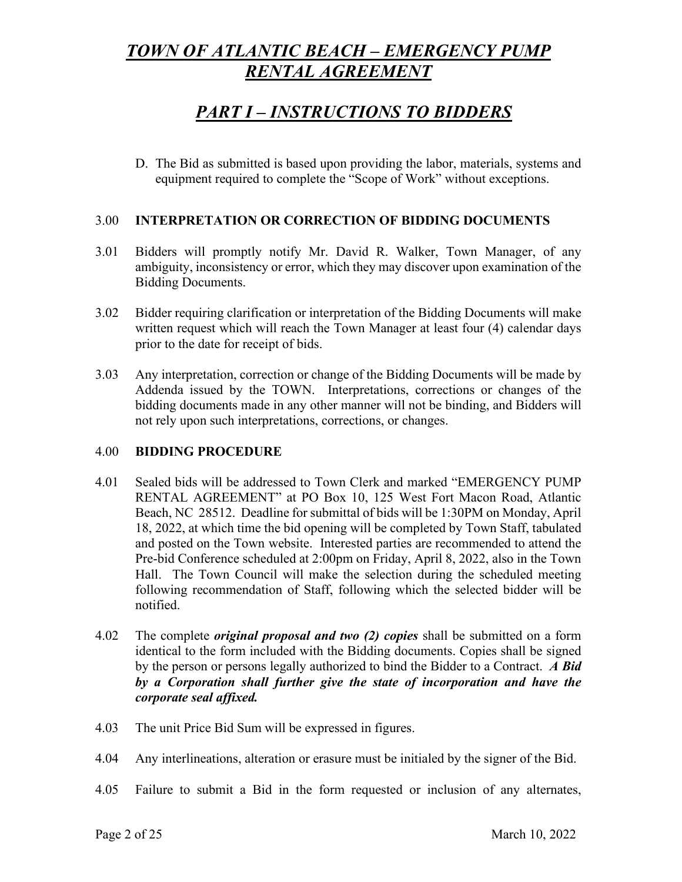D. The Bid as submitted is based upon providing the labor, materials, systems and equipment required to complete the "Scope of Work" without exceptions.

### 3.00 INTERPRETATION OR CORRECTION OF BIDDING DOCUMENTS

3.01 Bidders will promptly notify Mr. David R. Walker, Town Manager, of any ambiguity, inconsistency or error, which they may discover upon examination of the Bidding Documents.

3.02 Bidder requiring clarification or interpretation of the Bidding Documents will make written request which will reach the Town Manager at least four (4) calendar days prior to the date for receipt of bids.

3.03 Any interpretation, correction or change of the Bidding Documents will be made by Addenda issued by the TOWN. Interpretations, corrections or changes of the bidding documents made in any other manner will not be binding, and Bidders will not rely upon such interpretations, corrections, or changes.

### 4.00 BIDDING PROCEDURE

4.01 Sealed bids will be addressed to Town Clerk and marked "EMERGENCY PUMP RENTAL AGREEMENT" at PO Box 10, 125 West Fort Macon Road, Atlantic Beach, NC 28512. Deadline for submittal of bids will be 1:30PM on Monday, April 18, 2022, at which time the bid opening will be completed by Town Staff, tabulated and posted on the Town website. Interested parties are recommended to attend the Pre-bid Conference scheduled at 2:00pm on Friday, April 8, 2022, also in the Town Hall. The Town Council will make the selection during the scheduled meeting following recommendation of Staff, following which the selected bidder will be notified.

4.02 The complete ***original proposal and two (2) copies*** shall be submitted on a form identical to the form included with the Bidding documents. Copies shall be signed by the person or persons legally authorized to bind the Bidder to a Contract. ***A Bid by a Corporation shall further give the state of incorporation and have the corporate seal affixed.***

4.03 The unit Price Bid Sum will be expressed in figures.

4.04 Any interlineations, alteration or erasure must be initialed by the signer of the Bid.

4.05 Failure to submit a Bid in the form requested or inclusion of any alternates,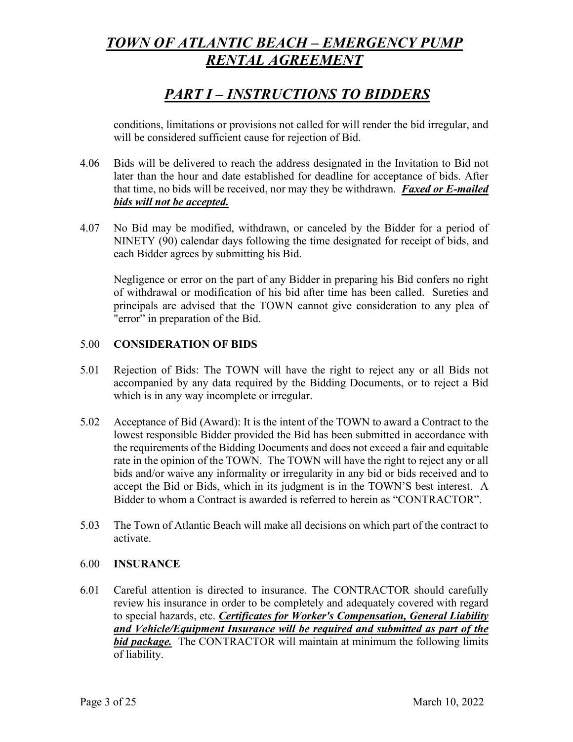conditions, limitations or provisions not called for will render the bid irregular, and will be considered sufficient cause for rejection of Bid.

4.06 Bids will be delivered to reach the address designated in the Invitation to Bid not later than the hour and date established for deadline for acceptance of bids. After that time, no bids will be received, nor may they be withdrawn. ***Faxed or E-mailed bids will not be accepted.***

4.07 No Bid may be modified, withdrawn, or canceled by the Bidder for a period of NINETY (90) calendar days following the time designated for receipt of bids, and each Bidder agrees by submitting his Bid.

Negligence or error on the part of any Bidder in preparing his Bid confers no right of withdrawal or modification of his bid after time has been called. Sureties and principals are advised that the TOWN cannot give consideration to any plea of "error" in preparation of the Bid.

5.00 **CONSIDERATION OF BIDS**

5.01 Rejection of Bids: The TOWN will have the right to reject any or all Bids not accompanied by any data required by the Bidding Documents, or to reject a Bid which is in any way incomplete or irregular.

5.02 Acceptance of Bid (Award): It is the intent of the TOWN to award a Contract to the lowest responsible Bidder provided the Bid has been submitted in accordance with the requirements of the Bidding Documents and does not exceed a fair and equitable rate in the opinion of the TOWN. The TOWN will have the right to reject any or all bids and/or waive any informality or irregularity in any bid or bids received and to accept the Bid or Bids, which in its judgment is in the TOWN'S best interest. A Bidder to whom a Contract is awarded is referred to herein as "CONTRACTOR".

5.03 The Town of Atlantic Beach will make all decisions on which part of the contract to activate.

6.00 **INSURANCE**

6.01 Careful attention is directed to insurance. The CONTRACTOR should carefully review his insurance in order to be completely and adequately covered with regard to special hazards, etc. ***Certificates for Worker's Compensation, General Liability and Vehicle/Equipment Insurance will be required and submitted as part of the bid package.*** The CONTRACTOR will maintain at minimum the following limits of liability.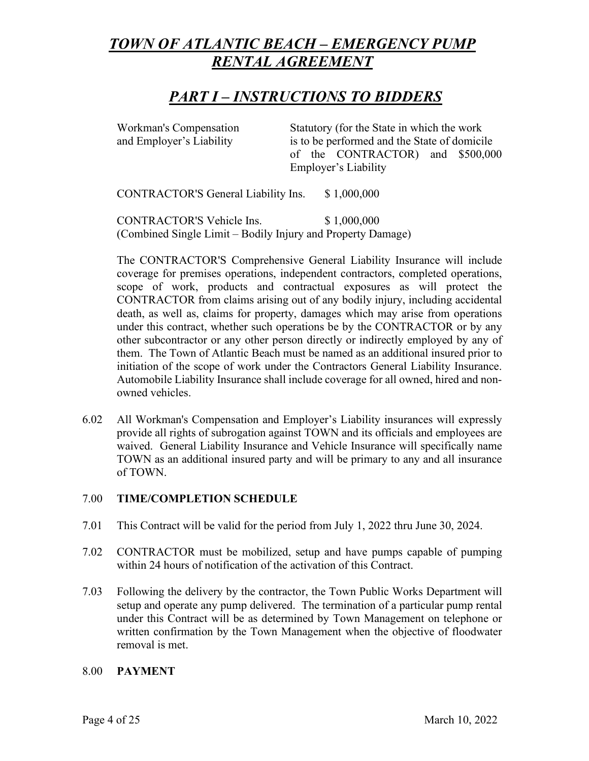# *TOWN OF ATLANTIC BEACH – EMERGENCY PUMP RENTAL AGREEMENT*

## *PART I – INSTRUCTIONS TO BIDDERS*

| | |
|---|---|
| Workman's Compensation and Employer's Liability | Statutory (for the State in which the work is to be performed and the State of domicile of the CONTRACTOR) and $500,000 Employer's Liability |
| CONTRACTOR'S General Liability Ins. | $ 1,000,000 |
| CONTRACTOR'S Vehicle Ins. (Combined Single Limit – Bodily Injury and Property Damage) | $ 1,000,000 |

The CONTRACTOR'S Comprehensive General Liability Insurance will include coverage for premises operations, independent contractors, completed operations, scope of work, products and contractual exposures as will protect the CONTRACTOR from claims arising out of any bodily injury, including accidental death, as well as, claims for property, damages which may arise from operations under this contract, whether such operations be by the CONTRACTOR or by any other subcontractor or any other person directly or indirectly employed by any of them. The Town of Atlantic Beach must be named as an additional insured prior to initiation of the scope of work under the Contractors General Liability Insurance. Automobile Liability Insurance shall include coverage for all owned, hired and non-owned vehicles.

6.02 All Workman's Compensation and Employer's Liability insurances will expressly provide all rights of subrogation against TOWN and its officials and employees are waived. General Liability Insurance and Vehicle Insurance will specifically name TOWN as an additional insured party and will be primary to any and all insurance of TOWN.

7.00 **TIME/COMPLETION SCHEDULE**

7.01 This Contract will be valid for the period from July 1, 2022 thru June 30, 2024.

7.02 CONTRACTOR must be mobilized, setup and have pumps capable of pumping within 24 hours of notification of the activation of this Contract.

7.03 Following the delivery by the contractor, the Town Public Works Department will setup and operate any pump delivered. The termination of a particular pump rental under this Contract will be as determined by Town Management on telephone or written confirmation by the Town Management when the objective of floodwater removal is met.

8.00 **PAYMENT**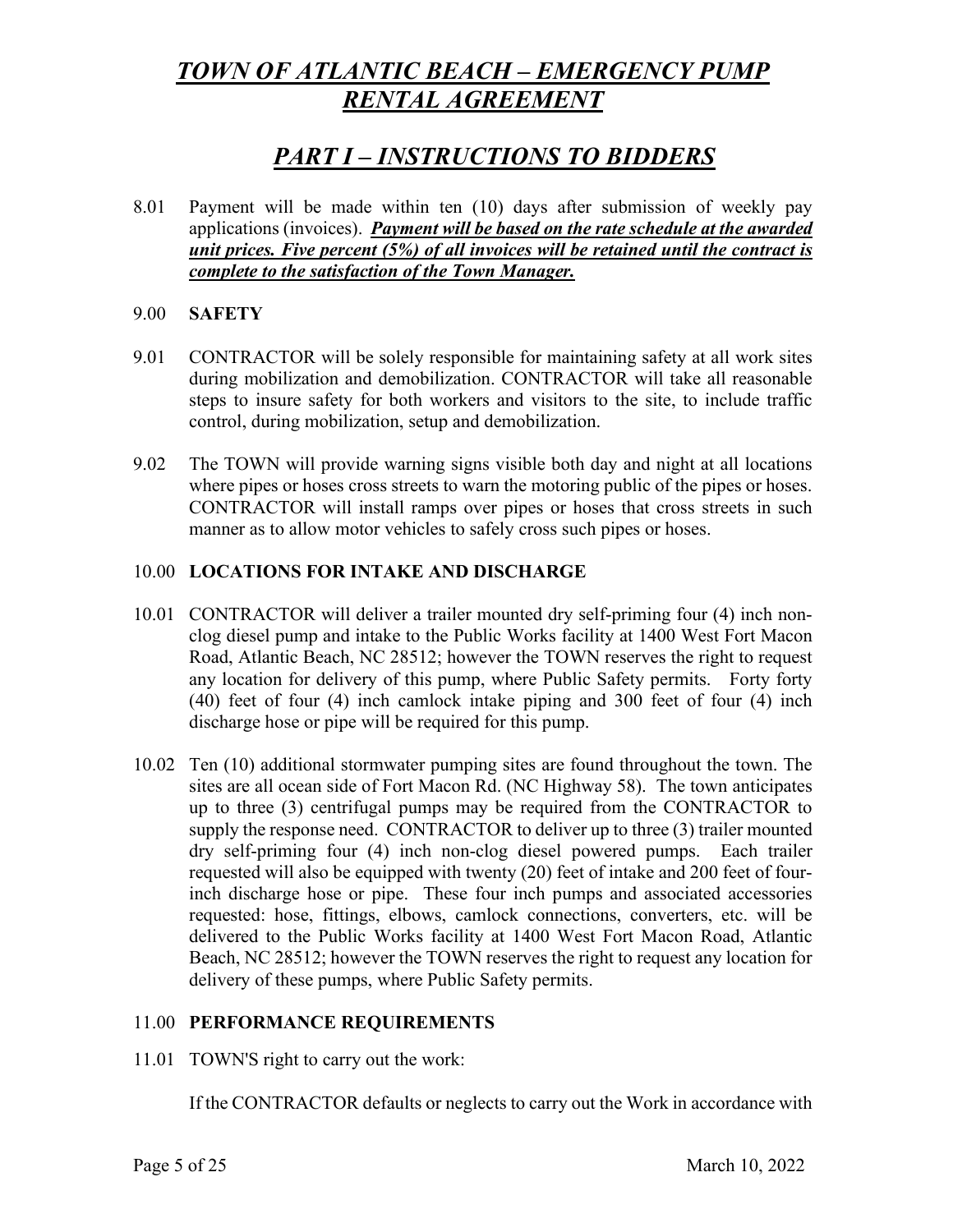# *TOWN OF ATLANTIC BEACH – EMERGENCY PUMP RENTAL AGREEMENT*

## *PART I – INSTRUCTIONS TO BIDDERS*

8.01 Payment will be made within ten (10) days after submission of weekly pay applications (invoices). ***Payment will be based on the rate schedule at the awarded unit prices. Five percent (5%) of all invoices will be retained until the contract is complete to the satisfaction of the Town Manager.***

9.00 **SAFETY**

9.01 CONTRACTOR will be solely responsible for maintaining safety at all work sites during mobilization and demobilization. CONTRACTOR will take all reasonable steps to insure safety for both workers and visitors to the site, to include traffic control, during mobilization, setup and demobilization.

9.02 The TOWN will provide warning signs visible both day and night at all locations where pipes or hoses cross streets to warn the motoring public of the pipes or hoses. CONTRACTOR will install ramps over pipes or hoses that cross streets in such manner as to allow motor vehicles to safely cross such pipes or hoses.

10.00 **LOCATIONS FOR INTAKE AND DISCHARGE**

10.01 CONTRACTOR will deliver a trailer mounted dry self-priming four (4) inch non-clog diesel pump and intake to the Public Works facility at 1400 West Fort Macon Road, Atlantic Beach, NC 28512; however the TOWN reserves the right to request any location for delivery of this pump, where Public Safety permits. Forty forty (40) feet of four (4) inch camlock intake piping and 300 feet of four (4) inch discharge hose or pipe will be required for this pump.

10.02 Ten (10) additional stormwater pumping sites are found throughout the town. The sites are all ocean side of Fort Macon Rd. (NC Highway 58). The town anticipates up to three (3) centrifugal pumps may be required from the CONTRACTOR to supply the response need. CONTRACTOR to deliver up to three (3) trailer mounted dry self-priming four (4) inch non-clog diesel powered pumps. Each trailer requested will also be equipped with twenty (20) feet of intake and 200 feet of four-inch discharge hose or pipe. These four inch pumps and associated accessories requested: hose, fittings, elbows, camlock connections, converters, etc. will be delivered to the Public Works facility at 1400 West Fort Macon Road, Atlantic Beach, NC 28512; however the TOWN reserves the right to request any location for delivery of these pumps, where Public Safety permits.

11.00 **PERFORMANCE REQUIREMENTS**

11.01 TOWN'S right to carry out the work:

If the CONTRACTOR defaults or neglects to carry out the Work in accordance with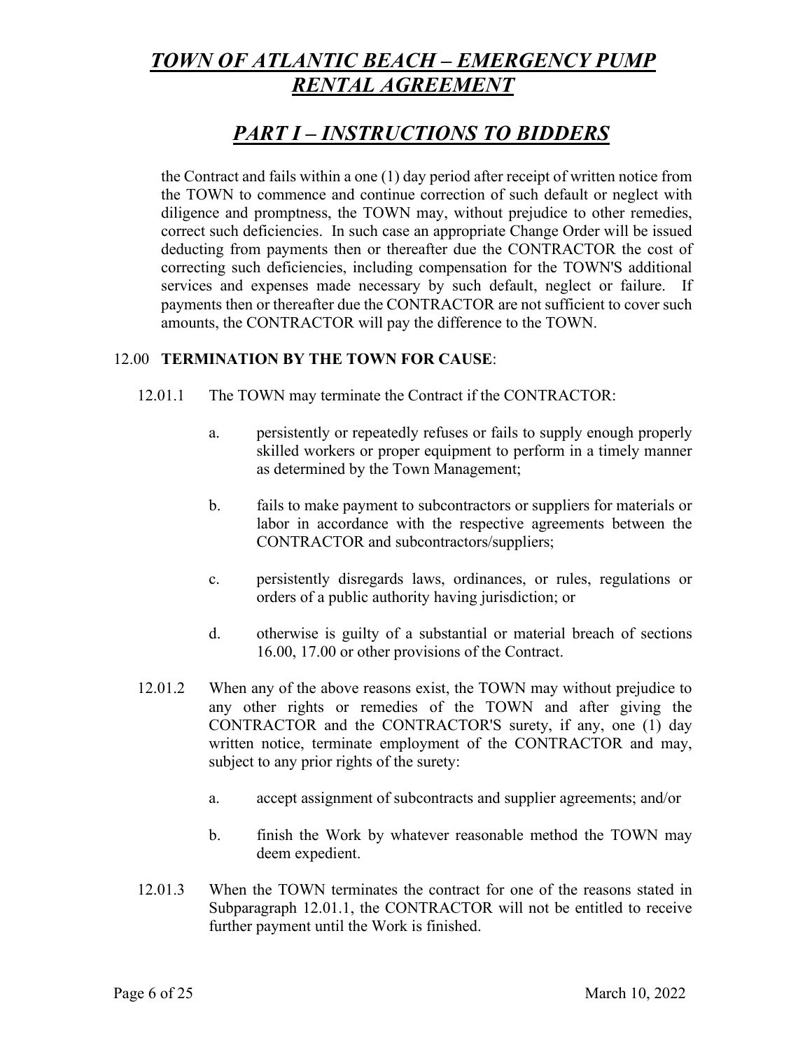the Contract and fails within a one (1) day period after receipt of written notice from the TOWN to commence and continue correction of such default or neglect with diligence and promptness, the TOWN may, without prejudice to other remedies, correct such deficiencies. In such case an appropriate Change Order will be issued deducting from payments then or thereafter due the CONTRACTOR the cost of correcting such deficiencies, including compensation for the TOWN'S additional services and expenses made necessary by such default, neglect or failure. If payments then or thereafter due the CONTRACTOR are not sufficient to cover such amounts, the CONTRACTOR will pay the difference to the TOWN.

12.00 **TERMINATION BY THE TOWN FOR CAUSE**:

12.01.1 The TOWN may terminate the Contract if the CONTRACTOR:

a. persistently or repeatedly refuses or fails to supply enough properly skilled workers or proper equipment to perform in a timely manner as determined by the Town Management;

b. fails to make payment to subcontractors or suppliers for materials or labor in accordance with the respective agreements between the CONTRACTOR and subcontractors/suppliers;

c. persistently disregards laws, ordinances, or rules, regulations or orders of a public authority having jurisdiction; or

d. otherwise is guilty of a substantial or material breach of sections 16.00, 17.00 or other provisions of the Contract.

12.01.2 When any of the above reasons exist, the TOWN may without prejudice to any other rights or remedies of the TOWN and after giving the CONTRACTOR and the CONTRACTOR'S surety, if any, one (1) day written notice, terminate employment of the CONTRACTOR and may, subject to any prior rights of the surety:

a. accept assignment of subcontracts and supplier agreements; and/or

b. finish the Work by whatever reasonable method the TOWN may deem expedient.

12.01.3 When the TOWN terminates the contract for one of the reasons stated in Subparagraph 12.01.1, the CONTRACTOR will not be entitled to receive further payment until the Work is finished.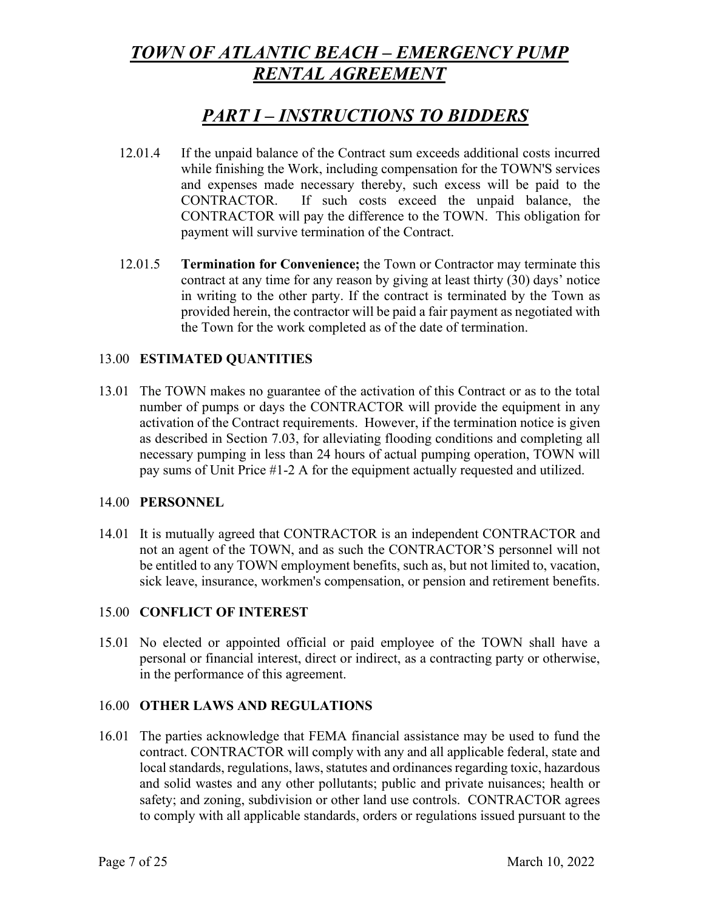12.01.4 If the unpaid balance of the Contract sum exceeds additional costs incurred while finishing the Work, including compensation for the TOWN'S services and expenses made necessary thereby, such excess will be paid to the CONTRACTOR. If such costs exceed the unpaid balance, the CONTRACTOR will pay the difference to the TOWN. This obligation for payment will survive termination of the Contract.

12.01.5 **Termination for Convenience;** the Town or Contractor may terminate this contract at any time for any reason by giving at least thirty (30) days' notice in writing to the other party. If the contract is terminated by the Town as provided herein, the contractor will be paid a fair payment as negotiated with the Town for the work completed as of the date of termination.

## 13.00 ESTIMATED QUANTITIES

13.01 The TOWN makes no guarantee of the activation of this Contract or as to the total number of pumps or days the CONTRACTOR will provide the equipment in any activation of the Contract requirements. However, if the termination notice is given as described in Section 7.03, for alleviating flooding conditions and completing all necessary pumping in less than 24 hours of actual pumping operation, TOWN will pay sums of Unit Price #1-2 A for the equipment actually requested and utilized.

## 14.00 PERSONNEL

14.01 It is mutually agreed that CONTRACTOR is an independent CONTRACTOR and not an agent of the TOWN, and as such the CONTRACTOR'S personnel will not be entitled to any TOWN employment benefits, such as, but not limited to, vacation, sick leave, insurance, workmen's compensation, or pension and retirement benefits.

## 15.00 CONFLICT OF INTEREST

15.01 No elected or appointed official or paid employee of the TOWN shall have a personal or financial interest, direct or indirect, as a contracting party or otherwise, in the performance of this agreement.

## 16.00 OTHER LAWS AND REGULATIONS

16.01 The parties acknowledge that FEMA financial assistance may be used to fund the contract. CONTRACTOR will comply with any and all applicable federal, state and local standards, regulations, laws, statutes and ordinances regarding toxic, hazardous and solid wastes and any other pollutants; public and private nuisances; health or safety; and zoning, subdivision or other land use controls. CONTRACTOR agrees to comply with all applicable standards, orders or regulations issued pursuant to the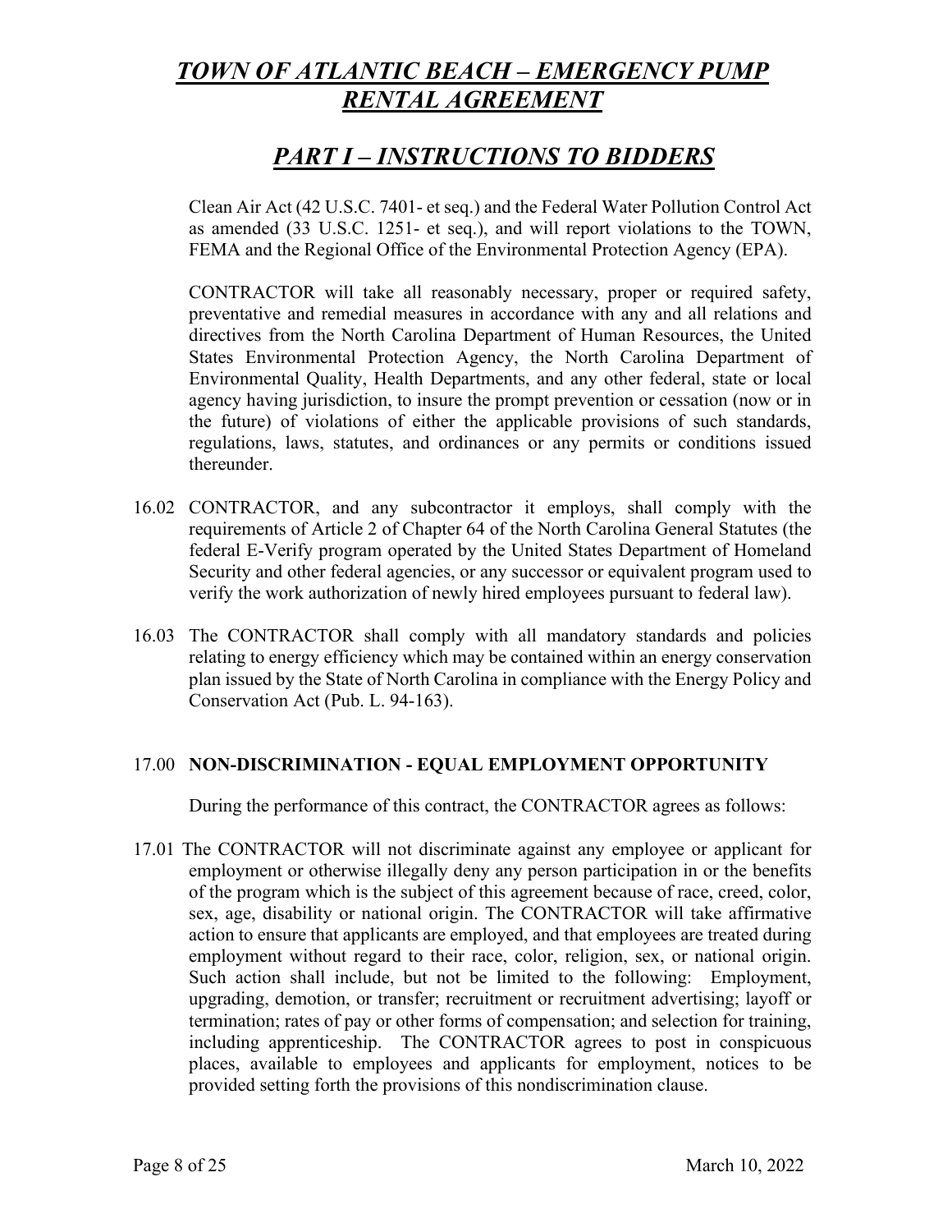Clean Air Act (42 U.S.C. 7401- et seq.) and the Federal Water Pollution Control Act as amended (33 U.S.C. 1251- et seq.), and will report violations to the TOWN, FEMA and the Regional Office of the Environmental Protection Agency (EPA).

CONTRACTOR will take all reasonably necessary, proper or required safety, preventative and remedial measures in accordance with any and all relations and directives from the North Carolina Department of Human Resources, the United States Environmental Protection Agency, the North Carolina Department of Environmental Quality, Health Departments, and any other federal, state or local agency having jurisdiction, to insure the prompt prevention or cessation (now or in the future) of violations of either the applicable provisions of such standards, regulations, laws, statutes, and ordinances or any permits or conditions issued thereunder.

16.02 CONTRACTOR, and any subcontractor it employs, shall comply with the requirements of Article 2 of Chapter 64 of the North Carolina General Statutes (the federal E-Verify program operated by the United States Department of Homeland Security and other federal agencies, or any successor or equivalent program used to verify the work authorization of newly hired employees pursuant to federal law).

16.03 The CONTRACTOR shall comply with all mandatory standards and policies relating to energy efficiency which may be contained within an energy conservation plan issued by the State of North Carolina in compliance with the Energy Policy and Conservation Act (Pub. L. 94-163).

### 17.00 NON-DISCRIMINATION - EQUAL EMPLOYMENT OPPORTUNITY

During the performance of this contract, the CONTRACTOR agrees as follows:

17.01 The CONTRACTOR will not discriminate against any employee or applicant for employment or otherwise illegally deny any person participation in or the benefits of the program which is the subject of this agreement because of race, creed, color, sex, age, disability or national origin. The CONTRACTOR will take affirmative action to ensure that applicants are employed, and that employees are treated during employment without regard to their race, color, religion, sex, or national origin. Such action shall include, but not be limited to the following: Employment, upgrading, demotion, or transfer; recruitment or recruitment advertising; layoff or termination; rates of pay or other forms of compensation; and selection for training, including apprenticeship. The CONTRACTOR agrees to post in conspicuous places, available to employees and applicants for employment, notices to be provided setting forth the provisions of this nondiscrimination clause.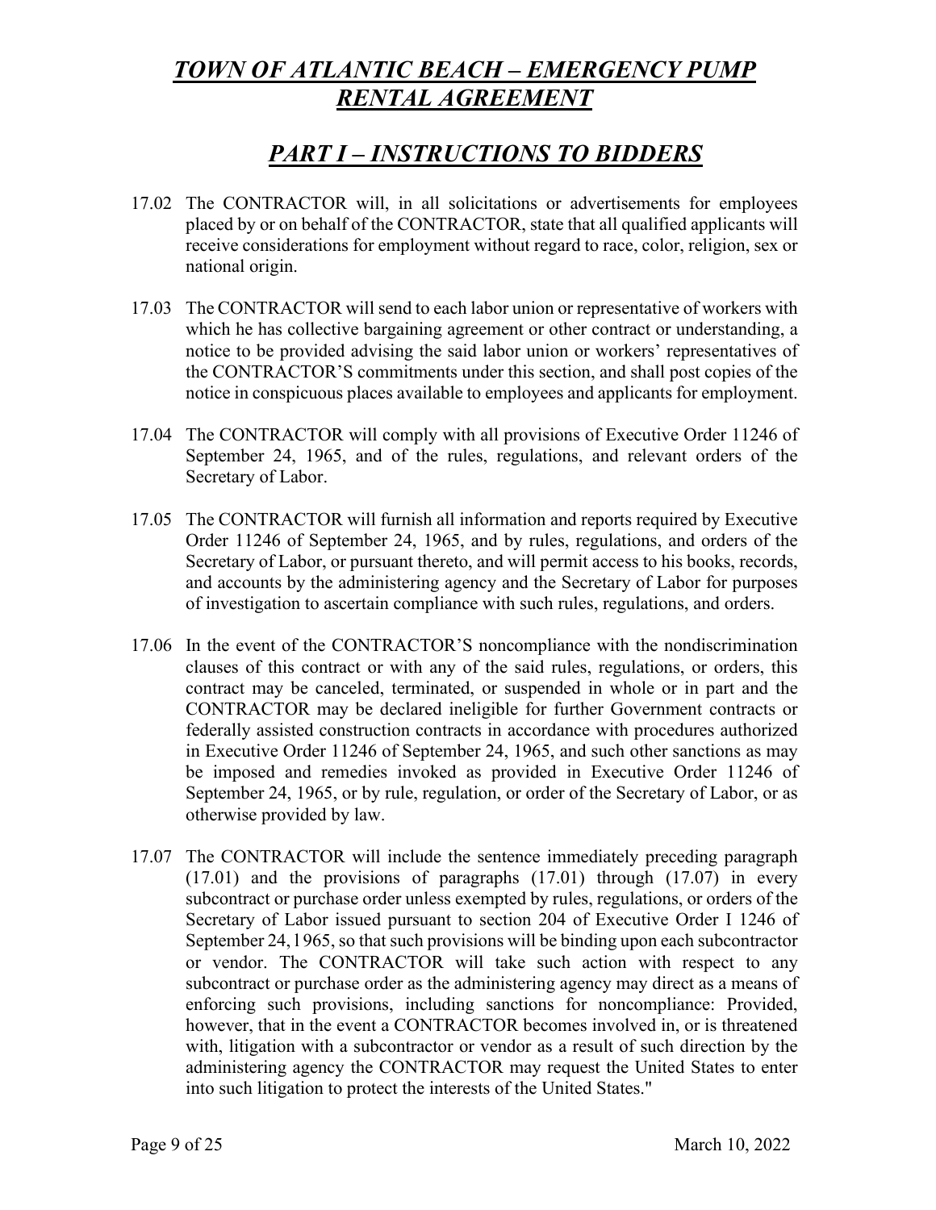17.02 The CONTRACTOR will, in all solicitations or advertisements for employees placed by or on behalf of the CONTRACTOR, state that all qualified applicants will receive considerations for employment without regard to race, color, religion, sex or national origin.

17.03 The CONTRACTOR will send to each labor union or representative of workers with which he has collective bargaining agreement or other contract or understanding, a notice to be provided advising the said labor union or workers' representatives of the CONTRACTOR'S commitments under this section, and shall post copies of the notice in conspicuous places available to employees and applicants for employment.

17.04 The CONTRACTOR will comply with all provisions of Executive Order 11246 of September 24, 1965, and of the rules, regulations, and relevant orders of the Secretary of Labor.

17.05 The CONTRACTOR will furnish all information and reports required by Executive Order 11246 of September 24, 1965, and by rules, regulations, and orders of the Secretary of Labor, or pursuant thereto, and will permit access to his books, records, and accounts by the administering agency and the Secretary of Labor for purposes of investigation to ascertain compliance with such rules, regulations, and orders.

17.06 In the event of the CONTRACTOR'S noncompliance with the nondiscrimination clauses of this contract or with any of the said rules, regulations, or orders, this contract may be canceled, terminated, or suspended in whole or in part and the CONTRACTOR may be declared ineligible for further Government contracts or federally assisted construction contracts in accordance with procedures authorized in Executive Order 11246 of September 24, 1965, and such other sanctions as may be imposed and remedies invoked as provided in Executive Order 11246 of September 24, 1965, or by rule, regulation, or order of the Secretary of Labor, or as otherwise provided by law.

17.07 The CONTRACTOR will include the sentence immediately preceding paragraph (17.01) and the provisions of paragraphs (17.01) through (17.07) in every subcontract or purchase order unless exempted by rules, regulations, or orders of the Secretary of Labor issued pursuant to section 204 of Executive Order I 1246 of September 24, 1965, so that such provisions will be binding upon each subcontractor or vendor. The CONTRACTOR will take such action with respect to any subcontract or purchase order as the administering agency may direct as a means of enforcing such provisions, including sanctions for noncompliance: Provided, however, that in the event a CONTRACTOR becomes involved in, or is threatened with, litigation with a subcontractor or vendor as a result of such direction by the administering agency the CONTRACTOR may request the United States to enter into such litigation to protect the interests of the United States."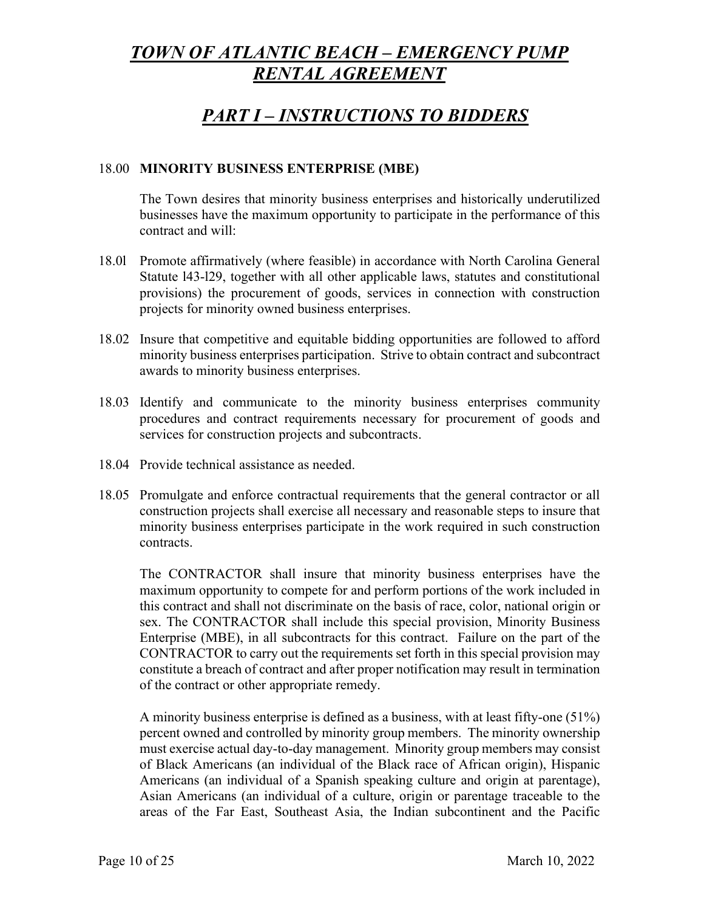# *TOWN OF ATLANTIC BEACH – EMERGENCY PUMP RENTAL AGREEMENT*

## *PART I – INSTRUCTIONS TO BIDDERS*

18.00 **MINORITY BUSINESS ENTERPRISE (MBE)**

The Town desires that minority business enterprises and historically underutilized businesses have the maximum opportunity to participate in the performance of this contract and will:

18.0l Promote affirmatively (where feasible) in accordance with North Carolina General Statute l43-l29, together with all other applicable laws, statutes and constitutional provisions) the procurement of goods, services in connection with construction projects for minority owned business enterprises.

18.02 Insure that competitive and equitable bidding opportunities are followed to afford minority business enterprises participation. Strive to obtain contract and subcontract awards to minority business enterprises.

18.03 Identify and communicate to the minority business enterprises community procedures and contract requirements necessary for procurement of goods and services for construction projects and subcontracts.

18.04 Provide technical assistance as needed.

18.05 Promulgate and enforce contractual requirements that the general contractor or all construction projects shall exercise all necessary and reasonable steps to insure that minority business enterprises participate in the work required in such construction contracts.

The CONTRACTOR shall insure that minority business enterprises have the maximum opportunity to compete for and perform portions of the work included in this contract and shall not discriminate on the basis of race, color, national origin or sex. The CONTRACTOR shall include this special provision, Minority Business Enterprise (MBE), in all subcontracts for this contract. Failure on the part of the CONTRACTOR to carry out the requirements set forth in this special provision may constitute a breach of contract and after proper notification may result in termination of the contract or other appropriate remedy.

A minority business enterprise is defined as a business, with at least fifty-one (51%) percent owned and controlled by minority group members. The minority ownership must exercise actual day-to-day management. Minority group members may consist of Black Americans (an individual of the Black race of African origin), Hispanic Americans (an individual of a Spanish speaking culture and origin at parentage), Asian Americans (an individual of a culture, origin or parentage traceable to the areas of the Far East, Southeast Asia, the Indian subcontinent and the Pacific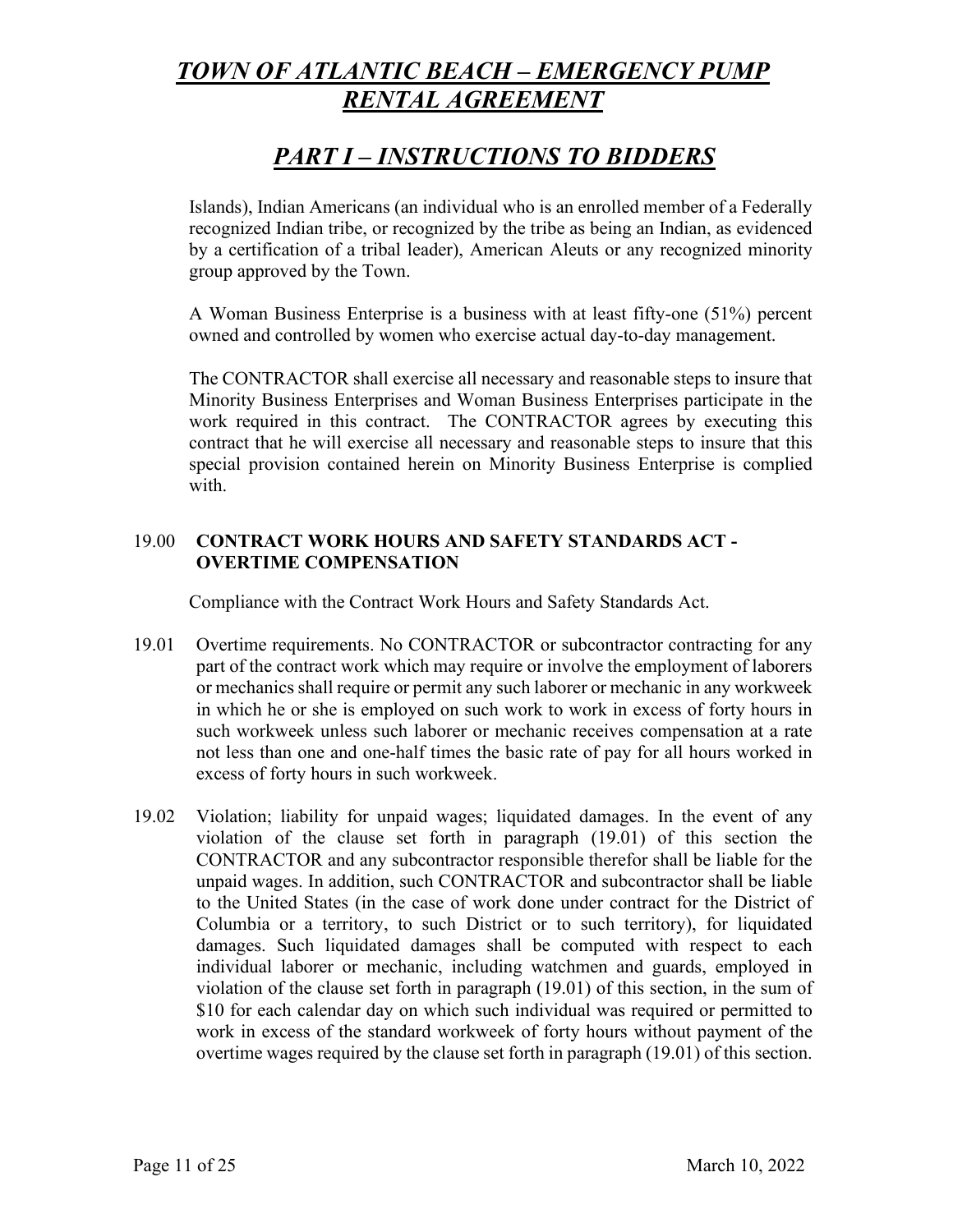Islands), Indian Americans (an individual who is an enrolled member of a Federally recognized Indian tribe, or recognized by the tribe as being an Indian, as evidenced by a certification of a tribal leader), American Aleuts or any recognized minority group approved by the Town.

A Woman Business Enterprise is a business with at least fifty-one (51%) percent owned and controlled by women who exercise actual day-to-day management.

The CONTRACTOR shall exercise all necessary and reasonable steps to insure that Minority Business Enterprises and Woman Business Enterprises participate in the work required in this contract. The CONTRACTOR agrees by executing this contract that he will exercise all necessary and reasonable steps to insure that this special provision contained herein on Minority Business Enterprise is complied with.

## 19.00 CONTRACT WORK HOURS AND SAFETY STANDARDS ACT - OVERTIME COMPENSATION

Compliance with the Contract Work Hours and Safety Standards Act.

19.01 Overtime requirements. No CONTRACTOR or subcontractor contracting for any part of the contract work which may require or involve the employment of laborers or mechanics shall require or permit any such laborer or mechanic in any workweek in which he or she is employed on such work to work in excess of forty hours in such workweek unless such laborer or mechanic receives compensation at a rate not less than one and one-half times the basic rate of pay for all hours worked in excess of forty hours in such workweek.

19.02 Violation; liability for unpaid wages; liquidated damages. In the event of any violation of the clause set forth in paragraph (19.01) of this section the CONTRACTOR and any subcontractor responsible therefor shall be liable for the unpaid wages. In addition, such CONTRACTOR and subcontractor shall be liable to the United States (in the case of work done under contract for the District of Columbia or a territory, to such District or to such territory), for liquidated damages. Such liquidated damages shall be computed with respect to each individual laborer or mechanic, including watchmen and guards, employed in violation of the clause set forth in paragraph (19.01) of this section, in the sum of $10 for each calendar day on which such individual was required or permitted to work in excess of the standard workweek of forty hours without payment of the overtime wages required by the clause set forth in paragraph (19.01) of this section.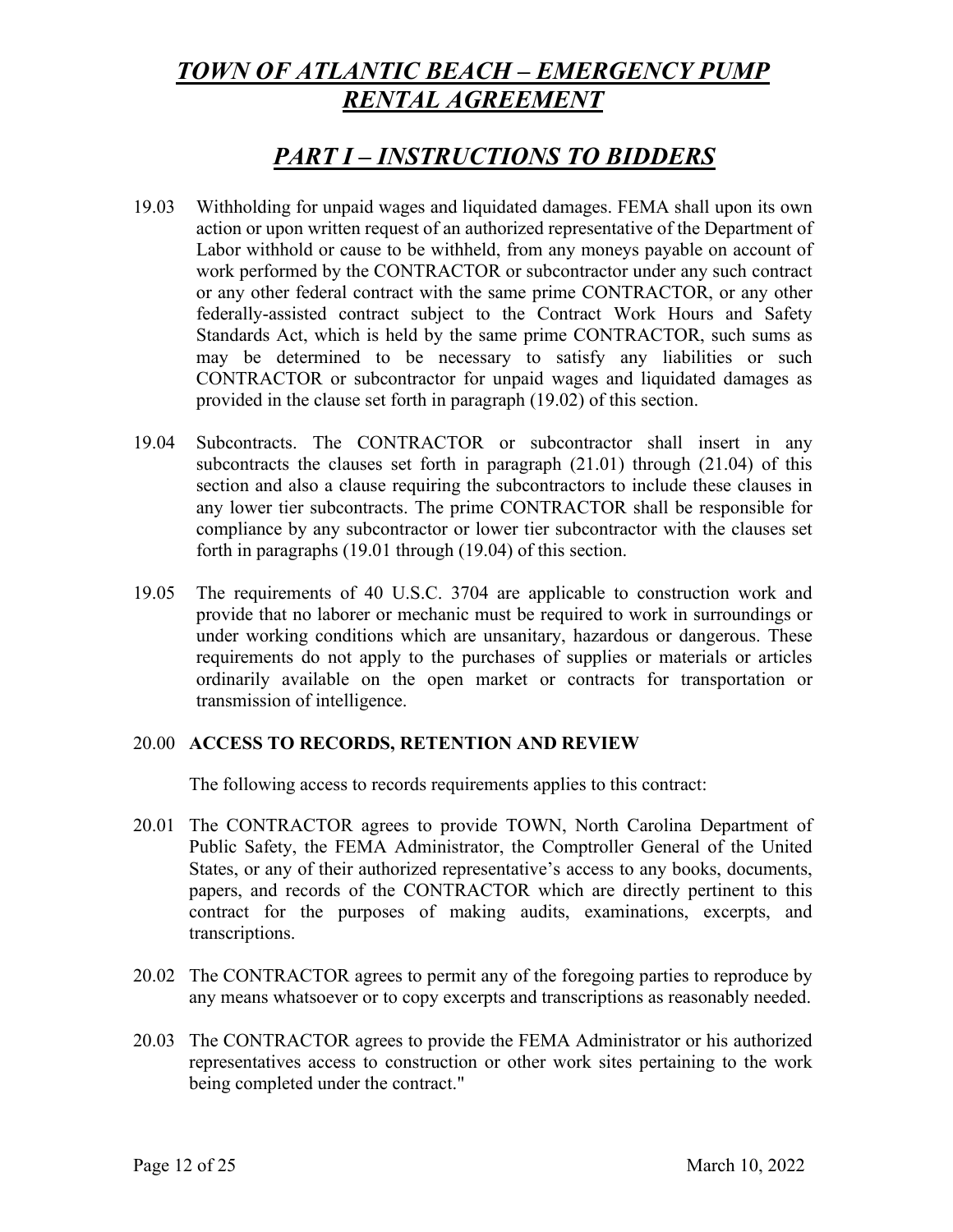19.03 Withholding for unpaid wages and liquidated damages. FEMA shall upon its own action or upon written request of an authorized representative of the Department of Labor withhold or cause to be withheld, from any moneys payable on account of work performed by the CONTRACTOR or subcontractor under any such contract or any other federal contract with the same prime CONTRACTOR, or any other federally-assisted contract subject to the Contract Work Hours and Safety Standards Act, which is held by the same prime CONTRACTOR, such sums as may be determined to be necessary to satisfy any liabilities or such CONTRACTOR or subcontractor for unpaid wages and liquidated damages as provided in the clause set forth in paragraph (19.02) of this section.

19.04 Subcontracts. The CONTRACTOR or subcontractor shall insert in any subcontracts the clauses set forth in paragraph (21.01) through (21.04) of this section and also a clause requiring the subcontractors to include these clauses in any lower tier subcontracts. The prime CONTRACTOR shall be responsible for compliance by any subcontractor or lower tier subcontractor with the clauses set forth in paragraphs (19.01 through (19.04) of this section.

19.05 The requirements of 40 U.S.C. 3704 are applicable to construction work and provide that no laborer or mechanic must be required to work in surroundings or under working conditions which are unsanitary, hazardous or dangerous. These requirements do not apply to the purchases of supplies or materials or articles ordinarily available on the open market or contracts for transportation or transmission of intelligence.

## 20.00 ACCESS TO RECORDS, RETENTION AND REVIEW

The following access to records requirements applies to this contract:

20.01 The CONTRACTOR agrees to provide TOWN, North Carolina Department of Public Safety, the FEMA Administrator, the Comptroller General of the United States, or any of their authorized representative's access to any books, documents, papers, and records of the CONTRACTOR which are directly pertinent to this contract for the purposes of making audits, examinations, excerpts, and transcriptions.

20.02 The CONTRACTOR agrees to permit any of the foregoing parties to reproduce by any means whatsoever or to copy excerpts and transcriptions as reasonably needed.

20.03 The CONTRACTOR agrees to provide the FEMA Administrator or his authorized representatives access to construction or other work sites pertaining to the work being completed under the contract."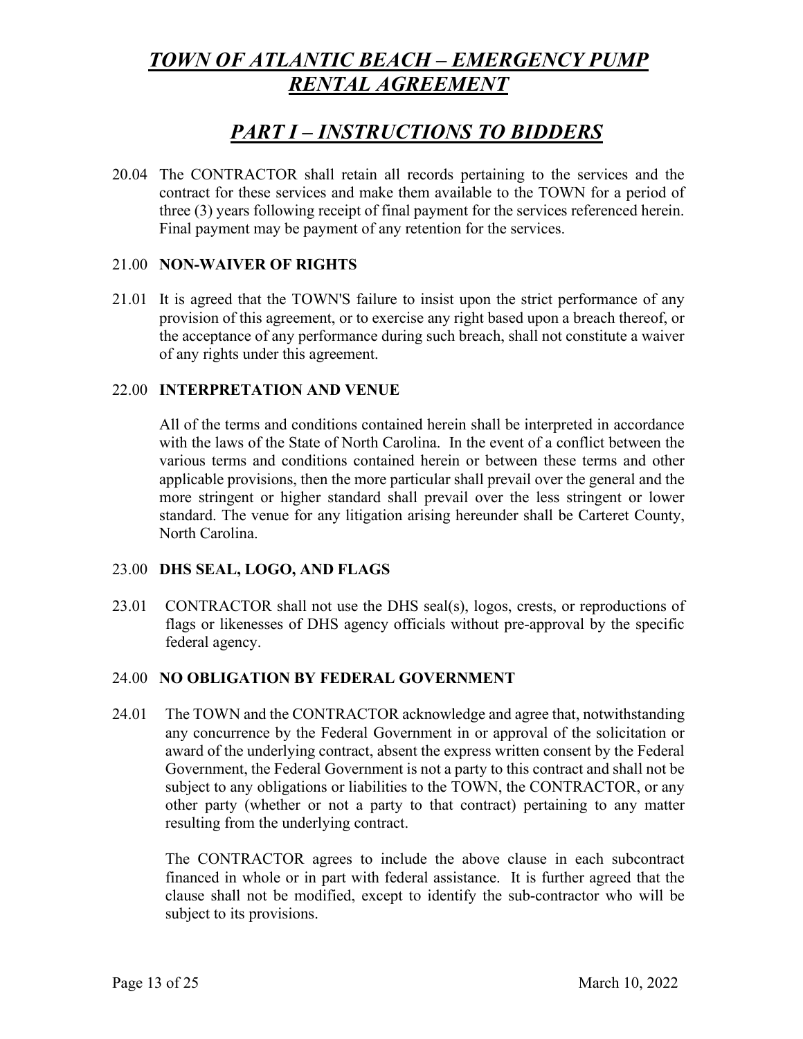# TOWN OF ATLANTIC BEACH – EMERGENCY PUMP RENTAL AGREEMENT

## PART I – INSTRUCTIONS TO BIDDERS

20.04 The CONTRACTOR shall retain all records pertaining to the services and the contract for these services and make them available to the TOWN for a period of three (3) years following receipt of final payment for the services referenced herein. Final payment may be payment of any retention for the services.

### 21.00 NON-WAIVER OF RIGHTS

21.01 It is agreed that the TOWN'S failure to insist upon the strict performance of any provision of this agreement, or to exercise any right based upon a breach thereof, or the acceptance of any performance during such breach, shall not constitute a waiver of any rights under this agreement.

### 22.00 INTERPRETATION AND VENUE

All of the terms and conditions contained herein shall be interpreted in accordance with the laws of the State of North Carolina. In the event of a conflict between the various terms and conditions contained herein or between these terms and other applicable provisions, then the more particular shall prevail over the general and the more stringent or higher standard shall prevail over the less stringent or lower standard. The venue for any litigation arising hereunder shall be Carteret County, North Carolina.

### 23.00 DHS SEAL, LOGO, AND FLAGS

23.01 CONTRACTOR shall not use the DHS seal(s), logos, crests, or reproductions of flags or likenesses of DHS agency officials without pre-approval by the specific federal agency.

### 24.00 NO OBLIGATION BY FEDERAL GOVERNMENT

24.01 The TOWN and the CONTRACTOR acknowledge and agree that, notwithstanding any concurrence by the Federal Government in or approval of the solicitation or award of the underlying contract, absent the express written consent by the Federal Government, the Federal Government is not a party to this contract and shall not be subject to any obligations or liabilities to the TOWN, the CONTRACTOR, or any other party (whether or not a party to that contract) pertaining to any matter resulting from the underlying contract.

The CONTRACTOR agrees to include the above clause in each subcontract financed in whole or in part with federal assistance. It is further agreed that the clause shall not be modified, except to identify the sub-contractor who will be subject to its provisions.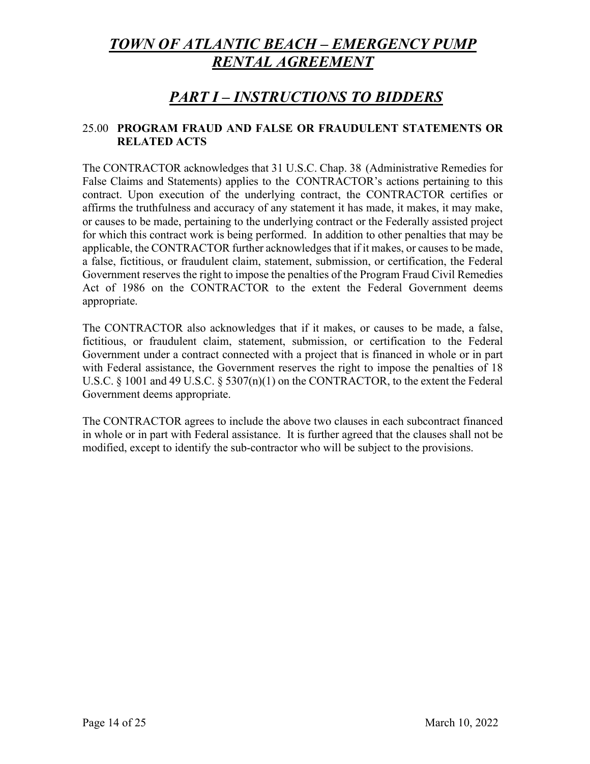# *TOWN OF ATLANTIC BEACH – EMERGENCY PUMP RENTAL AGREEMENT*

## *PART I – INSTRUCTIONS TO BIDDERS*

### 25.00 **PROGRAM FRAUD AND FALSE OR FRAUDULENT STATEMENTS OR RELATED ACTS**

The CONTRACTOR acknowledges that 31 U.S.C. Chap. 38 (Administrative Remedies for False Claims and Statements) applies to the CONTRACTOR's actions pertaining to this contract. Upon execution of the underlying contract, the CONTRACTOR certifies or affirms the truthfulness and accuracy of any statement it has made, it makes, it may make, or causes to be made, pertaining to the underlying contract or the Federally assisted project for which this contract work is being performed. In addition to other penalties that may be applicable, the CONTRACTOR further acknowledges that if it makes, or causes to be made, a false, fictitious, or fraudulent claim, statement, submission, or certification, the Federal Government reserves the right to impose the penalties of the Program Fraud Civil Remedies Act of 1986 on the CONTRACTOR to the extent the Federal Government deems appropriate.

The CONTRACTOR also acknowledges that if it makes, or causes to be made, a false, fictitious, or fraudulent claim, statement, submission, or certification to the Federal Government under a contract connected with a project that is financed in whole or in part with Federal assistance, the Government reserves the right to impose the penalties of 18 U.S.C. § 1001 and 49 U.S.C. § 5307(n)(1) on the CONTRACTOR, to the extent the Federal Government deems appropriate.

The CONTRACTOR agrees to include the above two clauses in each subcontract financed in whole or in part with Federal assistance. It is further agreed that the clauses shall not be modified, except to identify the sub-contractor who will be subject to the provisions.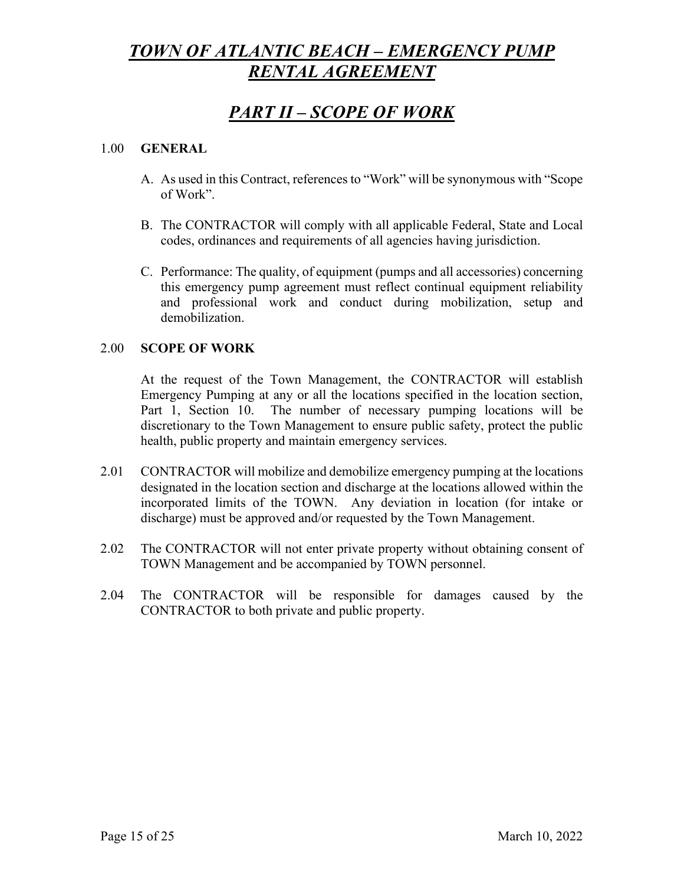# *TOWN OF ATLANTIC BEACH – EMERGENCY PUMP RENTAL AGREEMENT*

## *PART II – SCOPE OF WORK*

1.00 **GENERAL**

A. As used in this Contract, references to "Work" will be synonymous with "Scope of Work".

B. The CONTRACTOR will comply with all applicable Federal, State and Local codes, ordinances and requirements of all agencies having jurisdiction.

C. Performance: The quality, of equipment (pumps and all accessories) concerning this emergency pump agreement must reflect continual equipment reliability and professional work and conduct during mobilization, setup and demobilization.

2.00 **SCOPE OF WORK**

At the request of the Town Management, the CONTRACTOR will establish Emergency Pumping at any or all the locations specified in the location section, Part 1, Section 10. The number of necessary pumping locations will be discretionary to the Town Management to ensure public safety, protect the public health, public property and maintain emergency services.

2.01 CONTRACTOR will mobilize and demobilize emergency pumping at the locations designated in the location section and discharge at the locations allowed within the incorporated limits of the TOWN. Any deviation in location (for intake or discharge) must be approved and/or requested by the Town Management.

2.02 The CONTRACTOR will not enter private property without obtaining consent of TOWN Management and be accompanied by TOWN personnel.

2.04 The CONTRACTOR will be responsible for damages caused by the CONTRACTOR to both private and public property.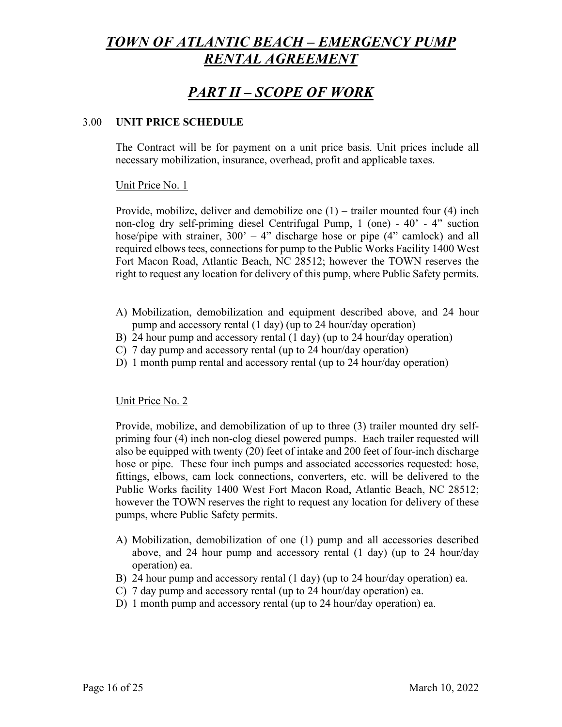# *TOWN OF ATLANTIC BEACH – EMERGENCY PUMP RENTAL AGREEMENT*

## *PART II – SCOPE OF WORK*

### 3.00 UNIT PRICE SCHEDULE

The Contract will be for payment on a unit price basis. Unit prices include all necessary mobilization, insurance, overhead, profit and applicable taxes.

Unit Price No. 1

Provide, mobilize, deliver and demobilize one (1) – trailer mounted four (4) inch non-clog dry self-priming diesel Centrifugal Pump, 1 (one) - 40' - 4" suction hose/pipe with strainer, 300' – 4" discharge hose or pipe (4" camlock) and all required elbows tees, connections for pump to the Public Works Facility 1400 West Fort Macon Road, Atlantic Beach, NC 28512; however the TOWN reserves the right to request any location for delivery of this pump, where Public Safety permits.

A) Mobilization, demobilization and equipment described above, and 24 hour pump and accessory rental (1 day) (up to 24 hour/day operation)
B) 24 hour pump and accessory rental (1 day) (up to 24 hour/day operation)
C) 7 day pump and accessory rental (up to 24 hour/day operation)
D) 1 month pump rental and accessory rental (up to 24 hour/day operation)

Unit Price No. 2

Provide, mobilize, and demobilization of up to three (3) trailer mounted dry self-priming four (4) inch non-clog diesel powered pumps. Each trailer requested will also be equipped with twenty (20) feet of intake and 200 feet of four-inch discharge hose or pipe. These four inch pumps and associated accessories requested: hose, fittings, elbows, cam lock connections, converters, etc. will be delivered to the Public Works facility 1400 West Fort Macon Road, Atlantic Beach, NC 28512; however the TOWN reserves the right to request any location for delivery of these pumps, where Public Safety permits.

A) Mobilization, demobilization of one (1) pump and all accessories described above, and 24 hour pump and accessory rental (1 day) (up to 24 hour/day operation) ea.
B) 24 hour pump and accessory rental (1 day) (up to 24 hour/day operation) ea.
C) 7 day pump and accessory rental (up to 24 hour/day operation) ea.
D) 1 month pump and accessory rental (up to 24 hour/day operation) ea.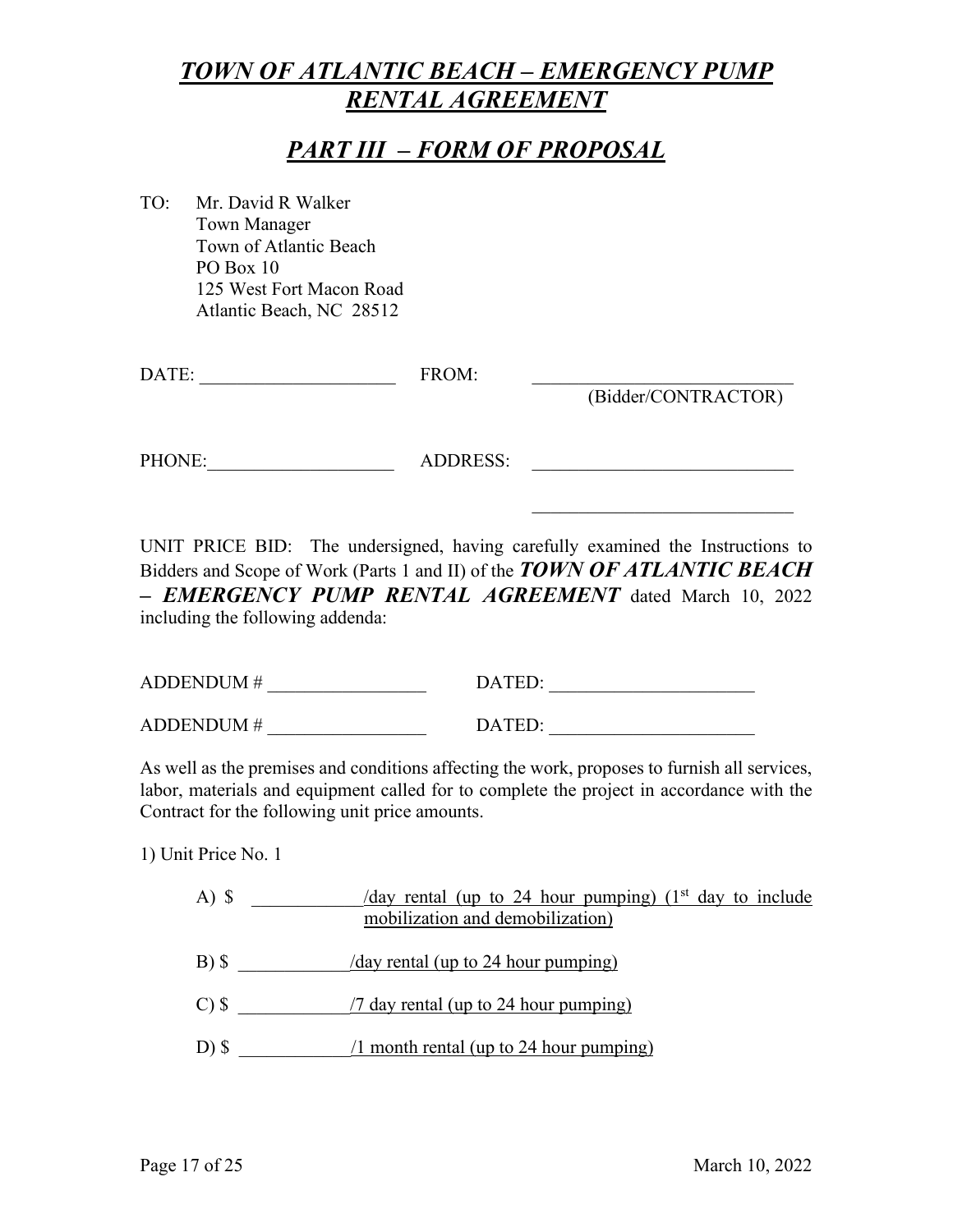# *TOWN OF ATLANTIC BEACH – EMERGENCY PUMP RENTAL AGREEMENT*

## *PART III – FORM OF PROPOSAL*

TO: Mr. David R Walker
Town Manager
Town of Atlantic Beach
PO Box 10
125 West Fort Macon Road
Atlantic Beach, NC 28512

DATE: ____________________ FROM: ____________________________
(Bidder/CONTRACTOR)

PHONE: ____________________ ADDRESS: ____________________________

____________________________

UNIT PRICE BID: The undersigned, having carefully examined the Instructions to Bidders and Scope of Work (Parts 1 and II) of the ***TOWN OF ATLANTIC BEACH – EMERGENCY PUMP RENTAL AGREEMENT*** dated March 10, 2022 including the following addenda:

ADDENDUM # _________________ DATED: ______________________

ADDENDUM # _________________ DATED: ______________________

As well as the premises and conditions affecting the work, proposes to furnish all services, labor, materials and equipment called for to complete the project in accordance with the Contract for the following unit price amounts.

1) Unit Price No. 1

A) $ ____________/day rental (up to 24 hour pumping) (1st day to include mobilization and demobilization)

B) $ ____________/day rental (up to 24 hour pumping)

C) $ ____________/7 day rental (up to 24 hour pumping)

D) $ ____________/1 month rental (up to 24 hour pumping)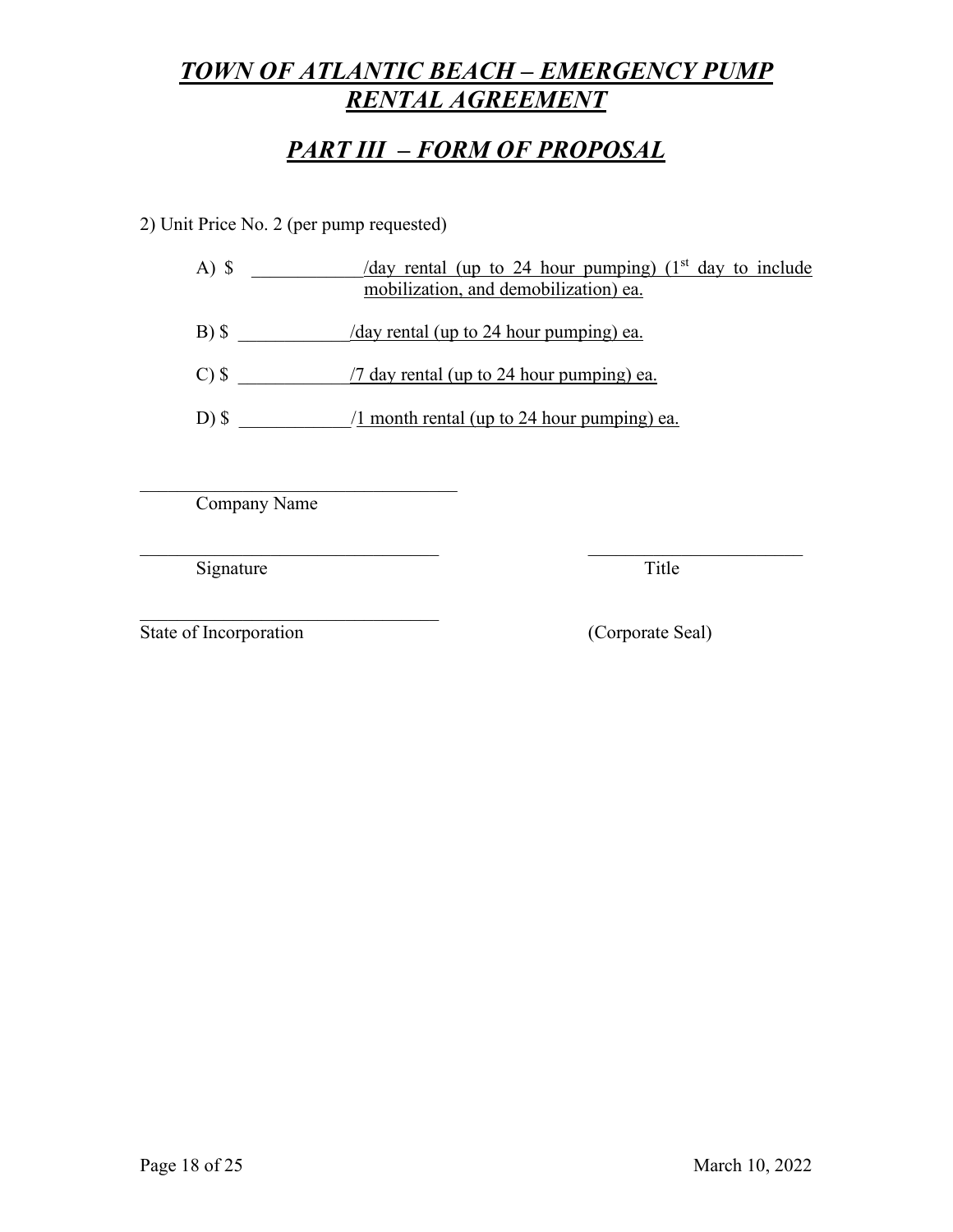# *TOWN OF ATLANTIC BEACH – EMERGENCY PUMP RENTAL AGREEMENT*

## *PART III – FORM OF PROPOSAL*

2) Unit Price No. 2 (per pump requested)

A) $ ____________/day rental (up to 24 hour pumping) (1st day to include mobilization, and demobilization) ea.

B) $ ____________/day rental (up to 24 hour pumping) ea.

C) $ ____________/7 day rental (up to 24 hour pumping) ea.

D) $ ____________/1 month rental (up to 24 hour pumping) ea.

___________________________________
Company Name

___________________________________ ________________________
Signature Title

___________________________________
State of Incorporation (Corporate Seal)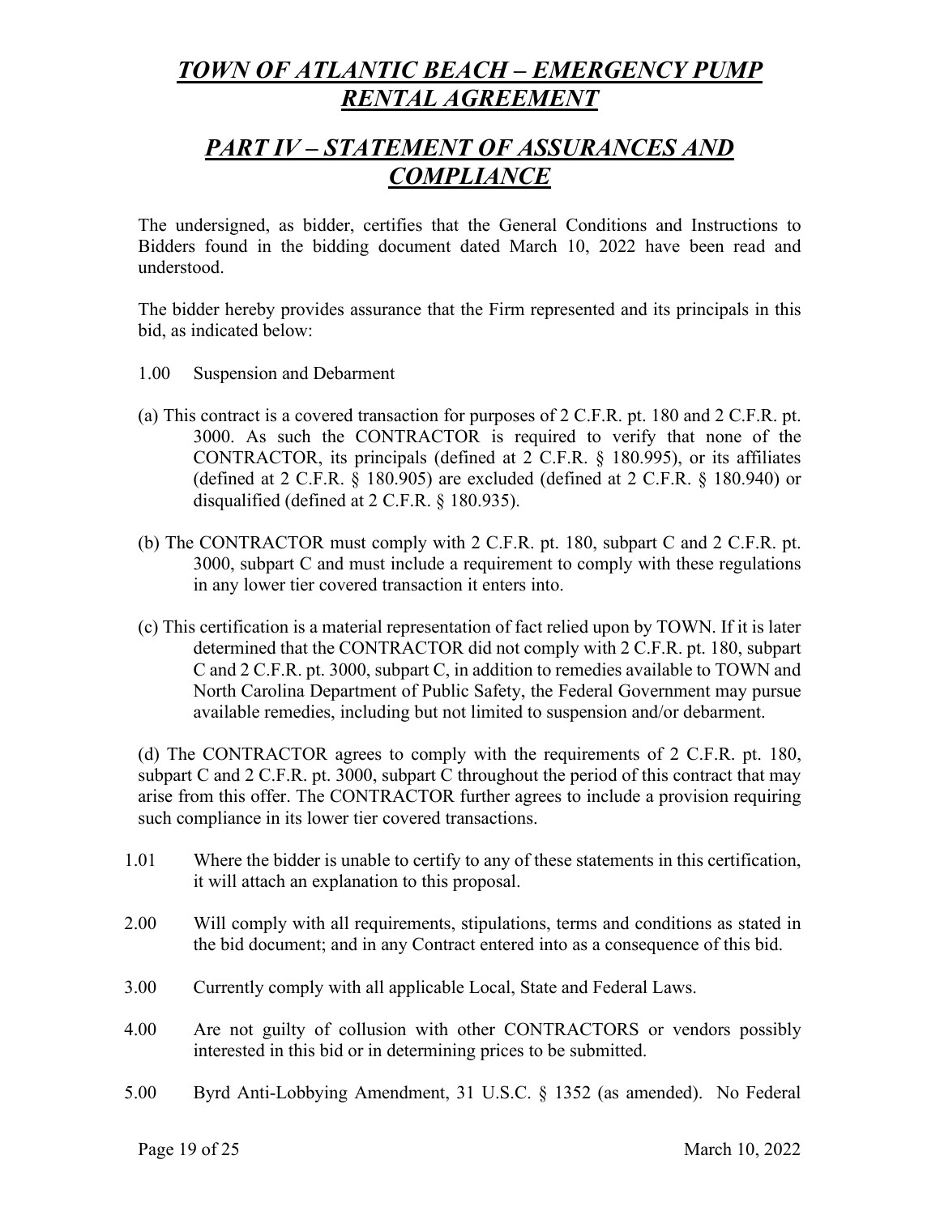# *TOWN OF ATLANTIC BEACH – EMERGENCY PUMP RENTAL AGREEMENT*

## *PART IV – STATEMENT OF ASSURANCES AND COMPLIANCE*

The undersigned, as bidder, certifies that the General Conditions and Instructions to Bidders found in the bidding document dated March 10, 2022 have been read and understood.

The bidder hereby provides assurance that the Firm represented and its principals in this bid, as indicated below:

1.00 Suspension and Debarment

(a) This contract is a covered transaction for purposes of 2 C.F.R. pt. 180 and 2 C.F.R. pt. 3000. As such the CONTRACTOR is required to verify that none of the CONTRACTOR, its principals (defined at 2 C.F.R. § 180.995), or its affiliates (defined at 2 C.F.R. § 180.905) are excluded (defined at 2 C.F.R. § 180.940) or disqualified (defined at 2 C.F.R. § 180.935).

(b) The CONTRACTOR must comply with 2 C.F.R. pt. 180, subpart C and 2 C.F.R. pt. 3000, subpart C and must include a requirement to comply with these regulations in any lower tier covered transaction it enters into.

(c) This certification is a material representation of fact relied upon by TOWN. If it is later determined that the CONTRACTOR did not comply with 2 C.F.R. pt. 180, subpart C and 2 C.F.R. pt. 3000, subpart C, in addition to remedies available to TOWN and North Carolina Department of Public Safety, the Federal Government may pursue available remedies, including but not limited to suspension and/or debarment.

(d) The CONTRACTOR agrees to comply with the requirements of 2 C.F.R. pt. 180, subpart C and 2 C.F.R. pt. 3000, subpart C throughout the period of this contract that may arise from this offer. The CONTRACTOR further agrees to include a provision requiring such compliance in its lower tier covered transactions.

1.01 Where the bidder is unable to certify to any of these statements in this certification, it will attach an explanation to this proposal.

2.00 Will comply with all requirements, stipulations, terms and conditions as stated in the bid document; and in any Contract entered into as a consequence of this bid.

3.00 Currently comply with all applicable Local, State and Federal Laws.

4.00 Are not guilty of collusion with other CONTRACTORS or vendors possibly interested in this bid or in determining prices to be submitted.

5.00 Byrd Anti-Lobbying Amendment, 31 U.S.C. § 1352 (as amended). No Federal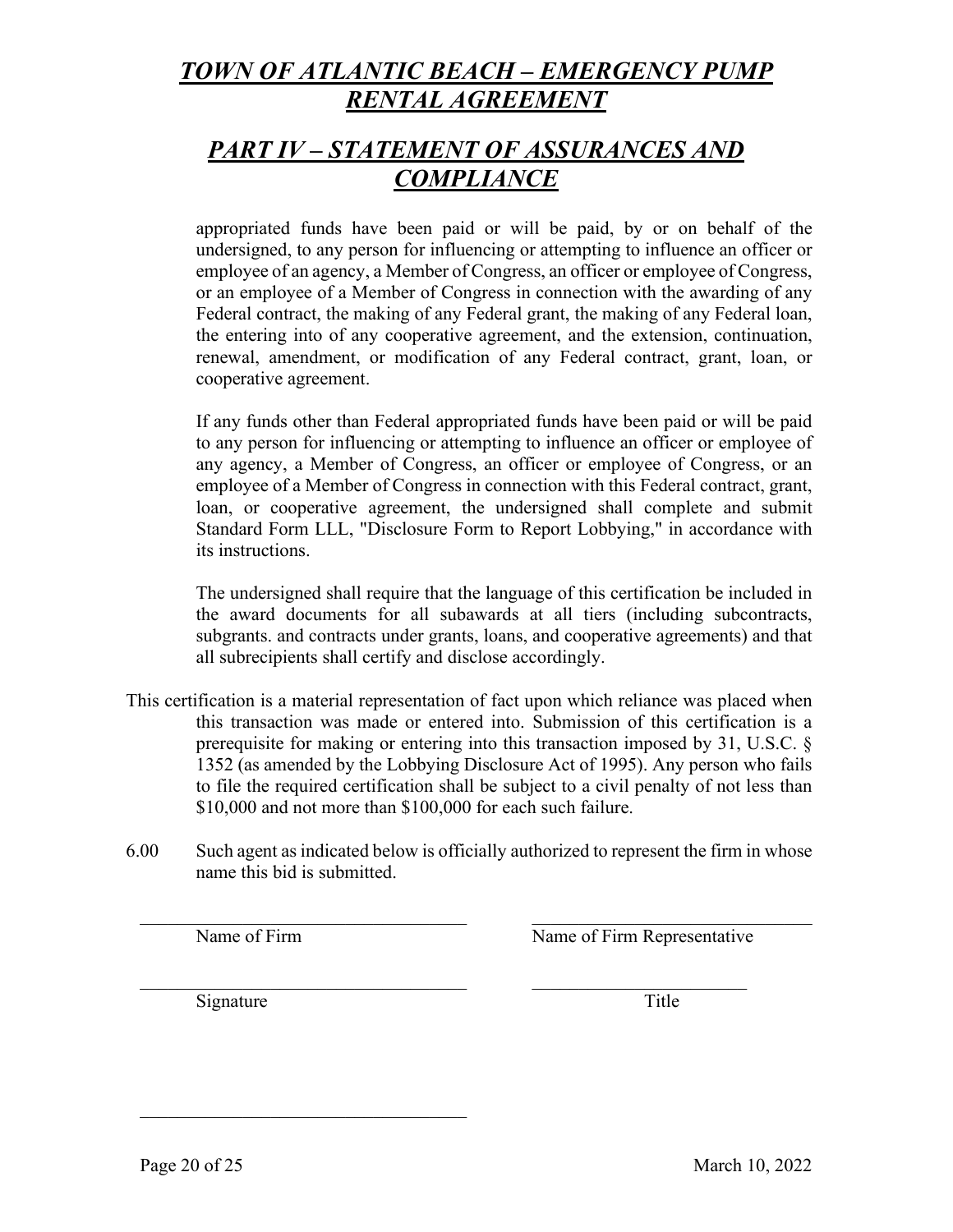# *TOWN OF ATLANTIC BEACH – EMERGENCY PUMP RENTAL AGREEMENT*

## *PART IV – STATEMENT OF ASSURANCES AND COMPLIANCE*

appropriated funds have been paid or will be paid, by or on behalf of the undersigned, to any person for influencing or attempting to influence an officer or employee of an agency, a Member of Congress, an officer or employee of Congress, or an employee of a Member of Congress in connection with the awarding of any Federal contract, the making of any Federal grant, the making of any Federal loan, the entering into of any cooperative agreement, and the extension, continuation, renewal, amendment, or modification of any Federal contract, grant, loan, or cooperative agreement.

If any funds other than Federal appropriated funds have been paid or will be paid to any person for influencing or attempting to influence an officer or employee of any agency, a Member of Congress, an officer or employee of Congress, or an employee of a Member of Congress in connection with this Federal contract, grant, loan, or cooperative agreement, the undersigned shall complete and submit Standard Form LLL, "Disclosure Form to Report Lobbying," in accordance with its instructions.

The undersigned shall require that the language of this certification be included in the award documents for all subawards at all tiers (including subcontracts, subgrants. and contracts under grants, loans, and cooperative agreements) and that all subrecipients shall certify and disclose accordingly.

This certification is a material representation of fact upon which reliance was placed when this transaction was made or entered into. Submission of this certification is a prerequisite for making or entering into this transaction imposed by 31, U.S.C. § 1352 (as amended by the Lobbying Disclosure Act of 1995). Any person who fails to file the required certification shall be subject to a civil penalty of not less than $10,000 and not more than $100,000 for each such failure.

6.00 Such agent as indicated below is officially authorized to represent the firm in whose name this bid is submitted.

\_\_\_\_\_\_\_\_\_\_\_\_\_\_\_\_\_\_\_\_\_\_\_\_\_\_\_\_\_\_ &nbsp;&nbsp;&nbsp; \_\_\_\_\_\_\_\_\_\_\_\_\_\_\_\_\_\_\_\_\_\_\_\_\_\_\_\_\_\_
Name of Firm &nbsp;&nbsp;&nbsp; Name of Firm Representative

\_\_\_\_\_\_\_\_\_\_\_\_\_\_\_\_\_\_\_\_\_\_\_\_\_\_\_\_\_\_ &nbsp;&nbsp;&nbsp; \_\_\_\_\_\_\_\_\_\_\_\_\_\_\_\_\_\_\_\_
Signature &nbsp;&nbsp;&nbsp; Title

\_\_\_\_\_\_\_\_\_\_\_\_\_\_\_\_\_\_\_\_\_\_\_\_\_\_\_\_\_\_

March 10, 2022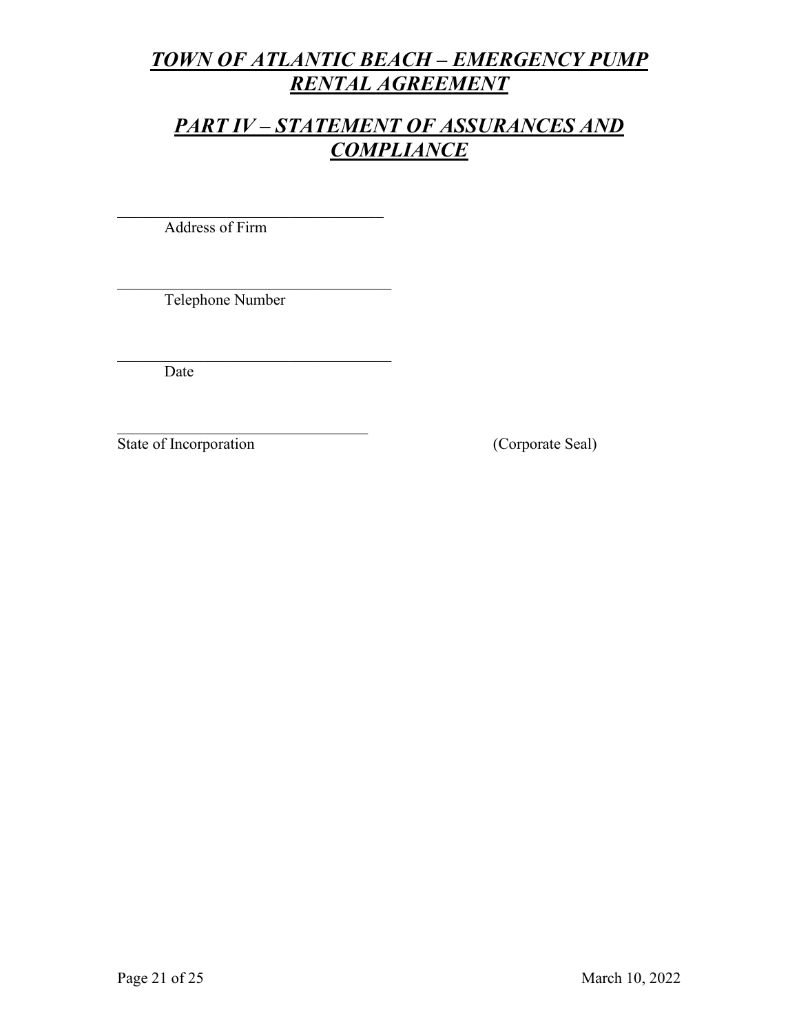# ***TOWN OF ATLANTIC BEACH – EMERGENCY PUMP RENTAL AGREEMENT***

## ***PART IV – STATEMENT OF ASSURANCES AND COMPLIANCE***

\_\_\_\_\_\_\_\_\_\_\_\_\_\_\_\_\_\_\_\_\_\_\_\_\_\_\_\_\_\_\_\_\_\_\_\_
Address of Firm

\_\_\_\_\_\_\_\_\_\_\_\_\_\_\_\_\_\_\_\_\_\_\_\_\_\_\_\_\_\_\_\_\_\_\_\_
Telephone Number

\_\_\_\_\_\_\_\_\_\_\_\_\_\_\_\_\_\_\_\_\_\_\_\_\_\_\_\_\_\_\_\_\_\_\_\_
Date

\_\_\_\_\_\_\_\_\_\_\_\_\_\_\_\_\_\_\_\_\_\_\_\_\_\_\_\_\_\_\_\_\_\_\_\_
State of Incorporation (Corporate Seal)

March 10, 2022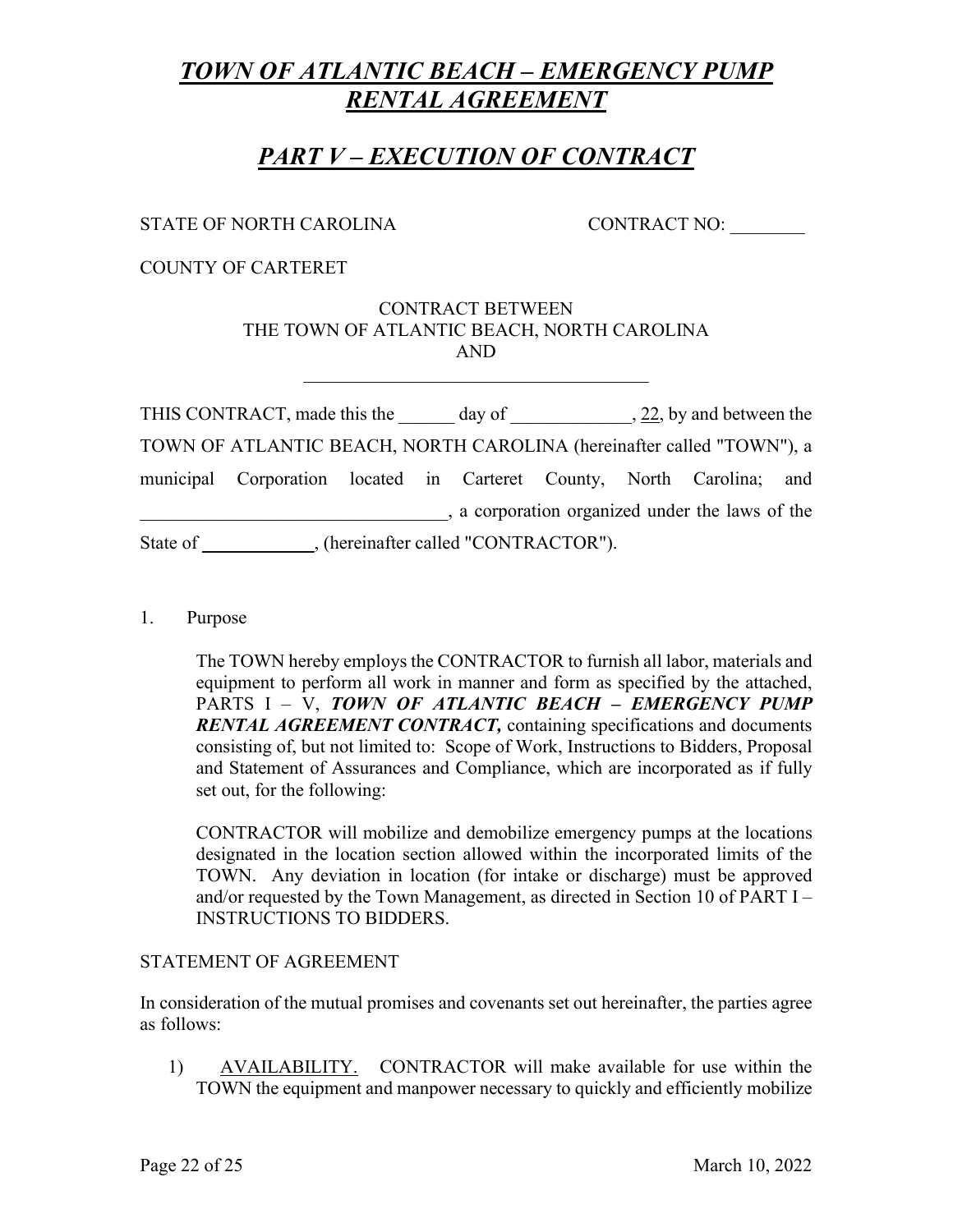# *TOWN OF ATLANTIC BEACH – EMERGENCY PUMP RENTAL AGREEMENT*

## *PART V – EXECUTION OF CONTRACT*

STATE OF NORTH CAROLINA CONTRACT NO: ________

COUNTY OF CARTERET

CONTRACT BETWEEN
THE TOWN OF ATLANTIC BEACH, NORTH CAROLINA
AND
______________________________________

THIS CONTRACT, made this the ______ day of _____________, 22, by and between the TOWN OF ATLANTIC BEACH, NORTH CAROLINA (hereinafter called "TOWN"), a municipal Corporation located in Carteret County, North Carolina; and _________________________________, a corporation organized under the laws of the State of ____________, (hereinafter called "CONTRACTOR").

1. Purpose

   The TOWN hereby employs the CONTRACTOR to furnish all labor, materials and equipment to perform all work in manner and form as specified by the attached, PARTS I – V, ***TOWN OF ATLANTIC BEACH – EMERGENCY PUMP RENTAL AGREEMENT CONTRACT,*** containing specifications and documents consisting of, but not limited to: Scope of Work, Instructions to Bidders, Proposal and Statement of Assurances and Compliance, which are incorporated as if fully set out, for the following:

   CONTRACTOR will mobilize and demobilize emergency pumps at the locations designated in the location section allowed within the incorporated limits of the TOWN. Any deviation in location (for intake or discharge) must be approved and/or requested by the Town Management, as directed in Section 10 of PART I – INSTRUCTIONS TO BIDDERS.

STATEMENT OF AGREEMENT

In consideration of the mutual promises and covenants set out hereinafter, the parties agree as follows:

1) AVAILABILITY. CONTRACTOR will make available for use within the TOWN the equipment and manpower necessary to quickly and efficiently mobilize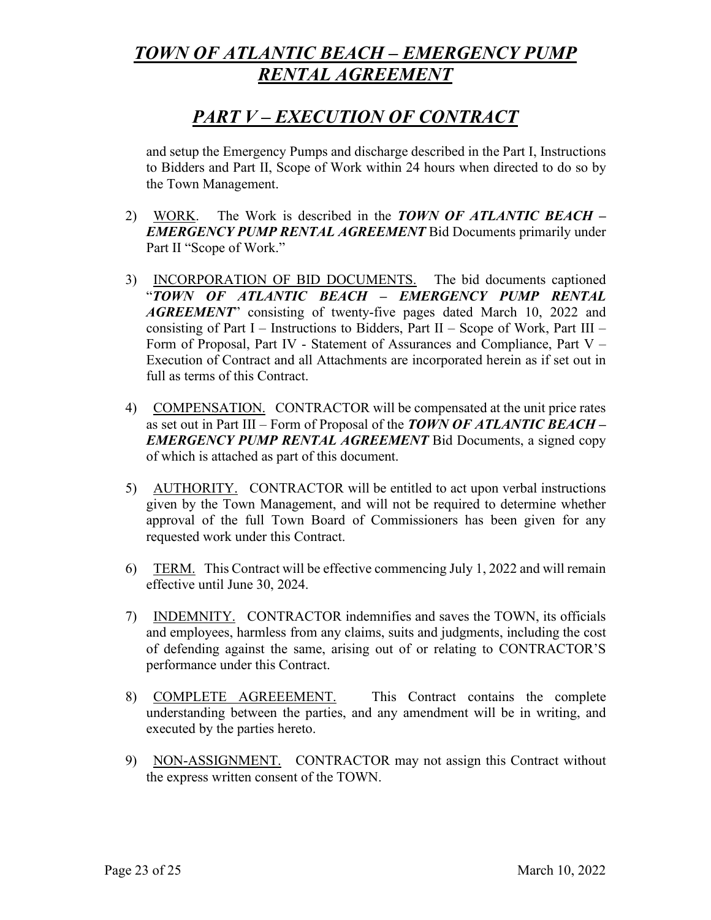# *TOWN OF ATLANTIC BEACH – EMERGENCY PUMP RENTAL AGREEMENT*

## *PART V – EXECUTION OF CONTRACT*

and setup the Emergency Pumps and discharge described in the Part I, Instructions to Bidders and Part II, Scope of Work within 24 hours when directed to do so by the Town Management.

2) WORK. The Work is described in the ***TOWN OF ATLANTIC BEACH – EMERGENCY PUMP RENTAL AGREEMENT*** Bid Documents primarily under Part II "Scope of Work."

3) INCORPORATION OF BID DOCUMENTS. The bid documents captioned "***TOWN OF ATLANTIC BEACH – EMERGENCY PUMP RENTAL AGREEMENT***" consisting of twenty-five pages dated March 10, 2022 and consisting of Part I – Instructions to Bidders, Part II – Scope of Work, Part III – Form of Proposal, Part IV - Statement of Assurances and Compliance, Part V – Execution of Contract and all Attachments are incorporated herein as if set out in full as terms of this Contract.

4) COMPENSATION. CONTRACTOR will be compensated at the unit price rates as set out in Part III – Form of Proposal of the ***TOWN OF ATLANTIC BEACH – EMERGENCY PUMP RENTAL AGREEMENT*** Bid Documents, a signed copy of which is attached as part of this document.

5) AUTHORITY. CONTRACTOR will be entitled to act upon verbal instructions given by the Town Management, and will not be required to determine whether approval of the full Town Board of Commissioners has been given for any requested work under this Contract.

6) TERM. This Contract will be effective commencing July 1, 2022 and will remain effective until June 30, 2024.

7) INDEMNITY. CONTRACTOR indemnifies and saves the TOWN, its officials and employees, harmless from any claims, suits and judgments, including the cost of defending against the same, arising out of or relating to CONTRACTOR'S performance under this Contract.

8) COMPLETE AGREEEMENT. This Contract contains the complete understanding between the parties, and any amendment will be in writing, and executed by the parties hereto.

9) NON-ASSIGNMENT. CONTRACTOR may not assign this Contract without the express written consent of the TOWN.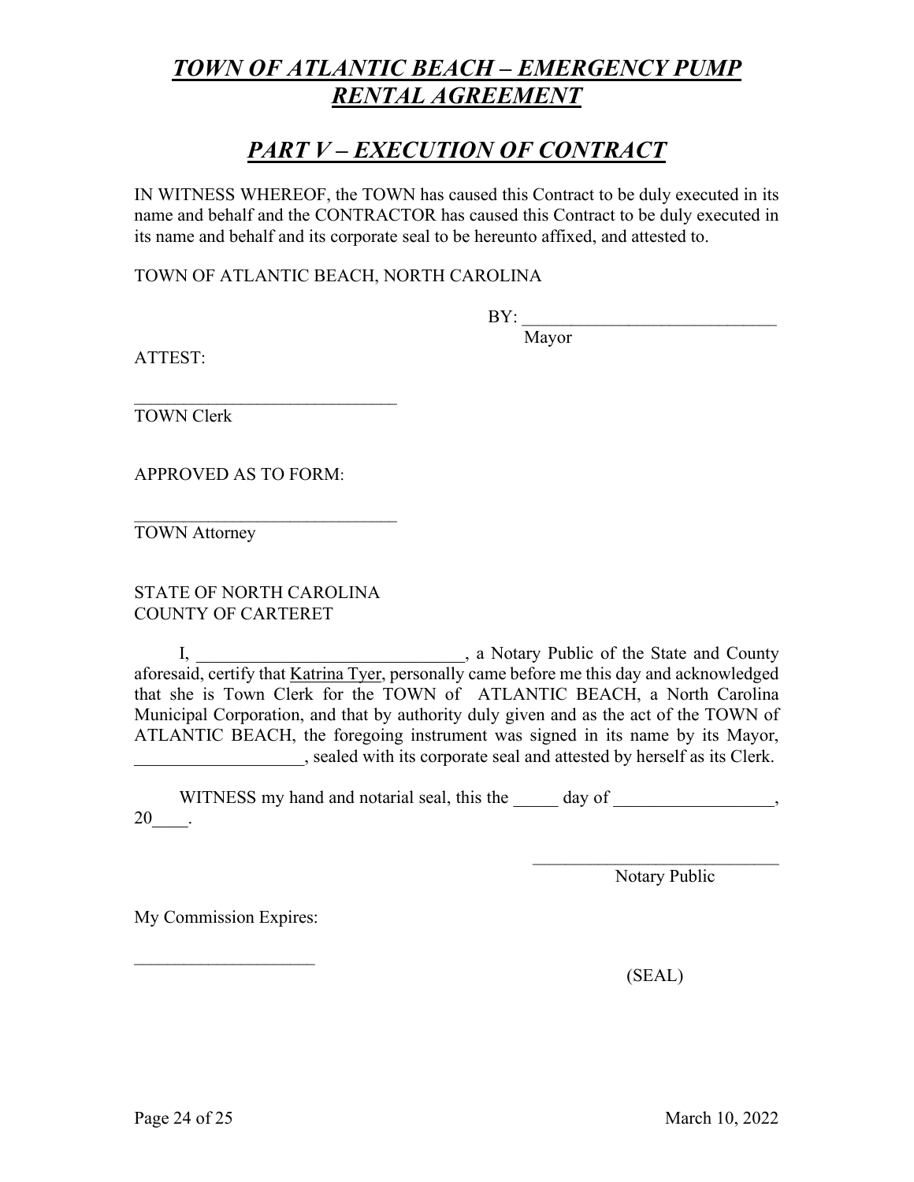# ***TOWN OF ATLANTIC BEACH – EMERGENCY PUMP RENTAL AGREEMENT***

## ***PART V – EXECUTION OF CONTRACT***

IN WITNESS WHEREOF, the TOWN has caused this Contract to be duly executed in its name and behalf and the CONTRACTOR has caused this Contract to be duly executed in its name and behalf and its corporate seal to be hereunto affixed, and attested to.

TOWN OF ATLANTIC BEACH, NORTH CAROLINA

BY: ____________________________
Mayor

ATTEST:

______________________________
TOWN Clerk

APPROVED AS TO FORM:

______________________________
TOWN Attorney

STATE OF NORTH CAROLINA
COUNTY OF CARTERET

I, ______________________________, a Notary Public of the State and County aforesaid, certify that Katrina Tyer, personally came before me this day and acknowledged that she is Town Clerk for the TOWN of ATLANTIC BEACH, a North Carolina Municipal Corporation, and that by authority duly given and as the act of the TOWN of ATLANTIC BEACH, the foregoing instrument was signed in its name by its Mayor, ___________________, sealed with its corporate seal and attested by herself as its Clerk.

WITNESS my hand and notarial seal, this the _____ day of __________________, 20____.

____________________________
Notary Public

My Commission Expires:

____________________

(SEAL)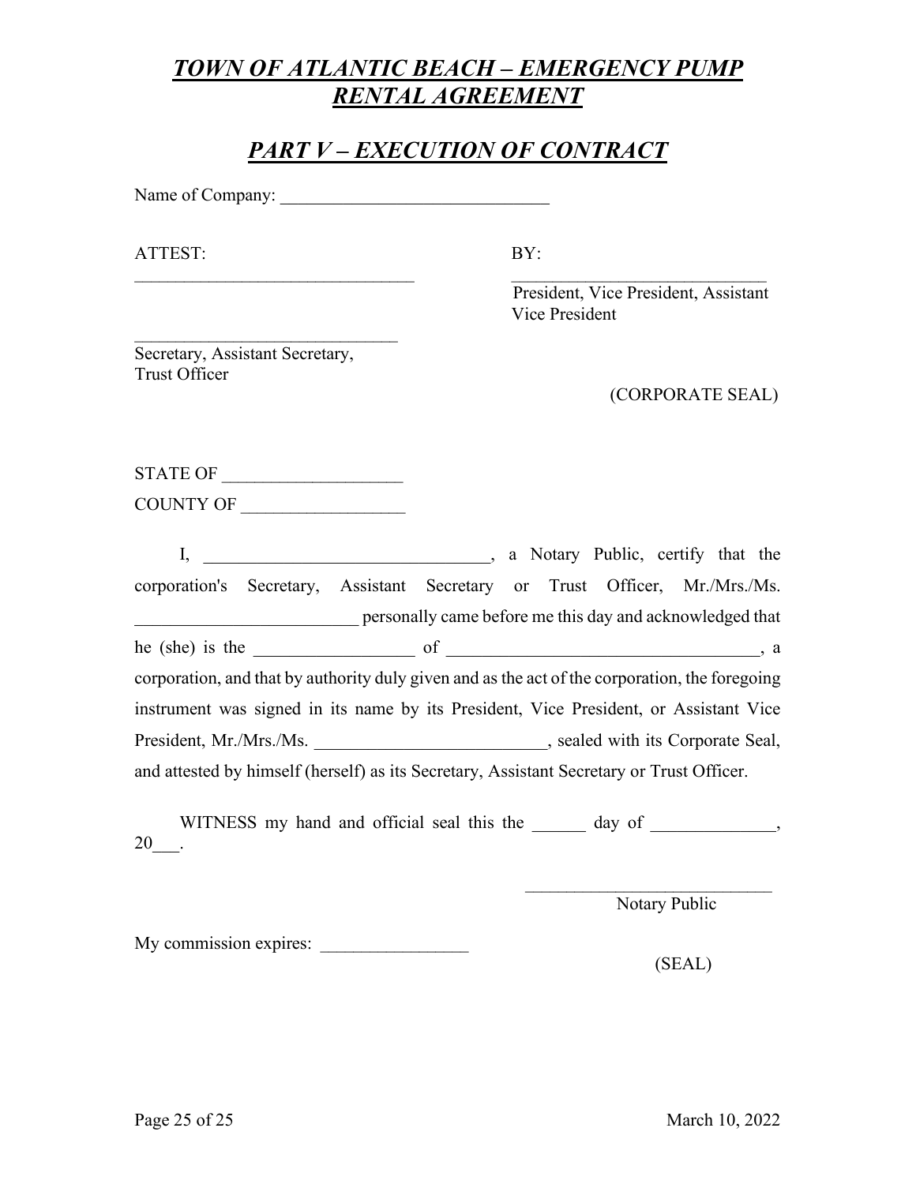# *TOWN OF ATLANTIC BEACH – EMERGENCY PUMP RENTAL AGREEMENT*

## *PART V – EXECUTION OF CONTRACT*

Name of Company: ______________________________

ATTEST: BY:

________________________________ ______________________________
President, Vice President, Assistant Vice President

______________________________
Secretary, Assistant Secretary, Trust Officer

(CORPORATE SEAL)

STATE OF ____________________

COUNTY OF __________________

I, ________________________________, a Notary Public, certify that the corporation's Secretary, Assistant Secretary or Trust Officer, Mr./Mrs./Ms. _________________________ personally came before me this day and acknowledged that he (she) is the __________________ of ___________________________________, a corporation, and that by authority duly given and as the act of the corporation, the foregoing instrument was signed in its name by its President, Vice President, or Assistant Vice President, Mr./Mrs./Ms. _________________________, sealed with its Corporate Seal, and attested by himself (herself) as its Secretary, Assistant Secretary or Trust Officer.

WITNESS my hand and official seal this the ______ day of ______________, 20___.

____________________________
Notary Public

My commission expires: ________________

(SEAL)